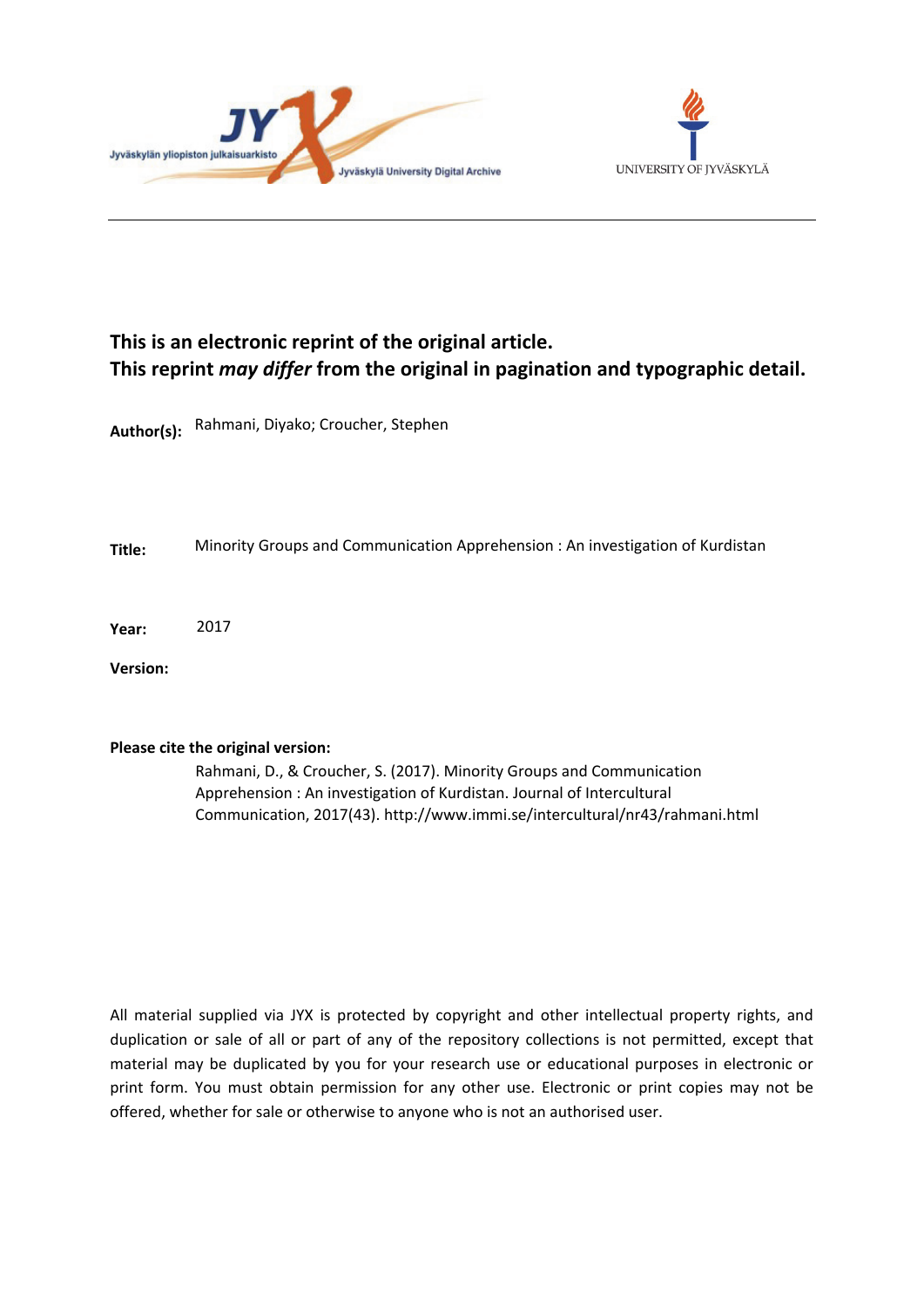**This is an electronic reprint of the original article.**
**This reprint *may differ* from the original in pagination and typographic detail.**

**Author(s):** Rahmani, Diyako; Croucher, Stephen

**Title:** Minority Groups and Communication Apprehension : An investigation of Kurdistan

**Year:** 2017

**Version:**

**Please cite the original version:**

Rahmani, D., & Croucher, S. (2017). Minority Groups and Communication Apprehension : An investigation of Kurdistan. Journal of Intercultural Communication, 2017(43). http://www.immi.se/intercultural/nr43/rahmani.html

All material supplied via JYX is protected by copyright and other intellectual property rights, and duplication or sale of all or part of any of the repository collections is not permitted, except that material may be duplicated by you for your research use or educational purposes in electronic or print form. You must obtain permission for any other use. Electronic or print copies may not be offered, whether for sale or otherwise to anyone who is not an authorised user.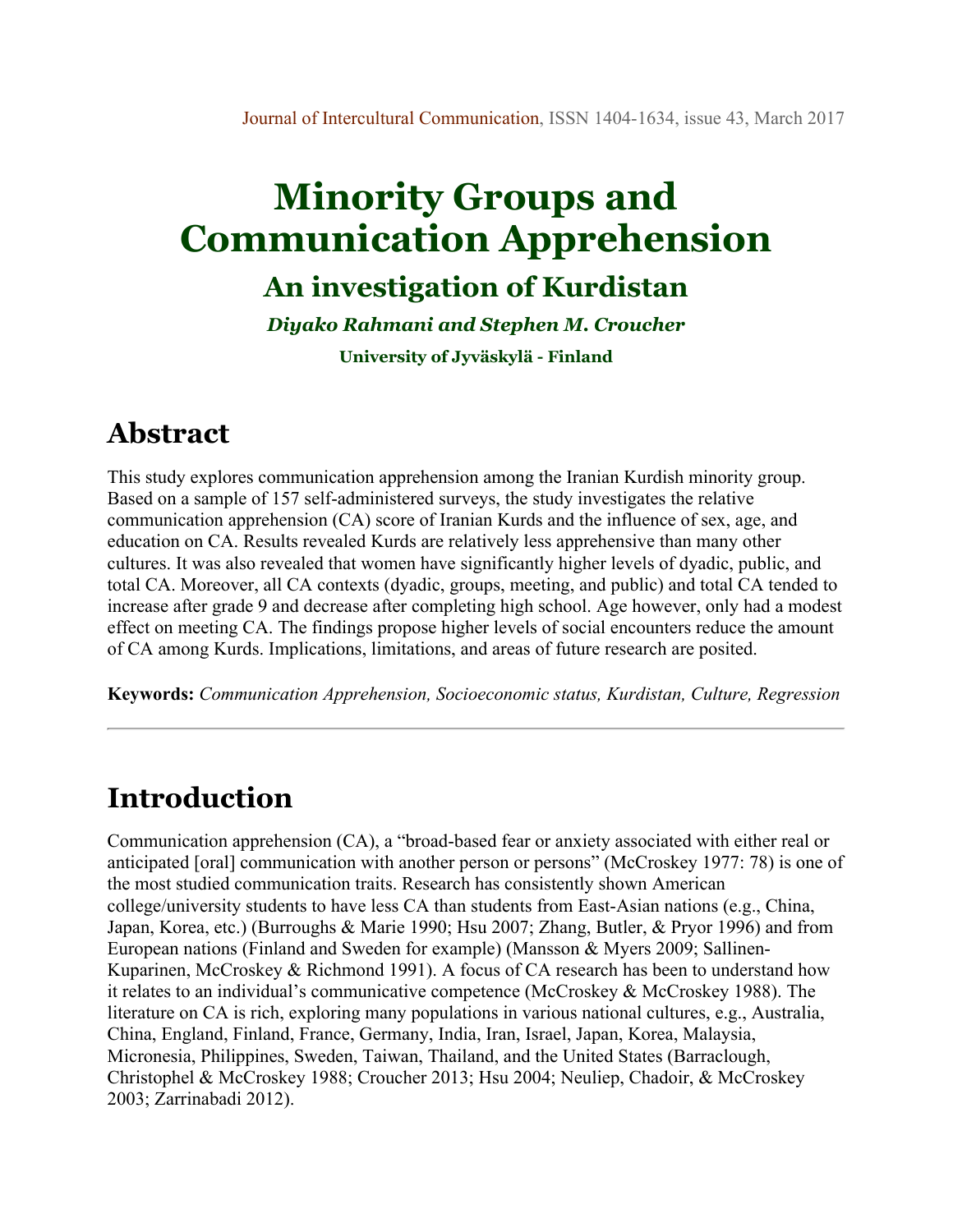# Minority Groups and Communication Apprehension

## An investigation of Kurdistan

***Diyako Rahmani and Stephen M. Croucher***

**University of Jyväskylä - Finland**

## Abstract

This study explores communication apprehension among the Iranian Kurdish minority group. Based on a sample of 157 self-administered surveys, the study investigates the relative communication apprehension (CA) score of Iranian Kurds and the influence of sex, age, and education on CA. Results revealed Kurds are relatively less apprehensive than many other cultures. It was also revealed that women have significantly higher levels of dyadic, public, and total CA. Moreover, all CA contexts (dyadic, groups, meeting, and public) and total CA tended to increase after grade 9 and decrease after completing high school. Age however, only had a modest effect on meeting CA. The findings propose higher levels of social encounters reduce the amount of CA among Kurds. Implications, limitations, and areas of future research are posited.

**Keywords:** *Communication Apprehension, Socioeconomic status, Kurdistan, Culture, Regression*

---

## Introduction

Communication apprehension (CA), a "broad-based fear or anxiety associated with either real or anticipated [oral] communication with another person or persons" (McCroskey 1977: 78) is one of the most studied communication traits. Research has consistently shown American college/university students to have less CA than students from East-Asian nations (e.g., China, Japan, Korea, etc.) (Burroughs & Marie 1990; Hsu 2007; Zhang, Butler, & Pryor 1996) and from European nations (Finland and Sweden for example) (Mansson & Myers 2009; Sallinen-Kuparinen, McCroskey & Richmond 1991). A focus of CA research has been to understand how it relates to an individual's communicative competence (McCroskey & McCroskey 1988). The literature on CA is rich, exploring many populations in various national cultures, e.g., Australia, China, England, Finland, France, Germany, India, Iran, Israel, Japan, Korea, Malaysia, Micronesia, Philippines, Sweden, Taiwan, Thailand, and the United States (Barraclough, Christophel & McCroskey 1988; Croucher 2013; Hsu 2004; Neuliep, Chadoir, & McCroskey 2003; Zarrinabadi 2012).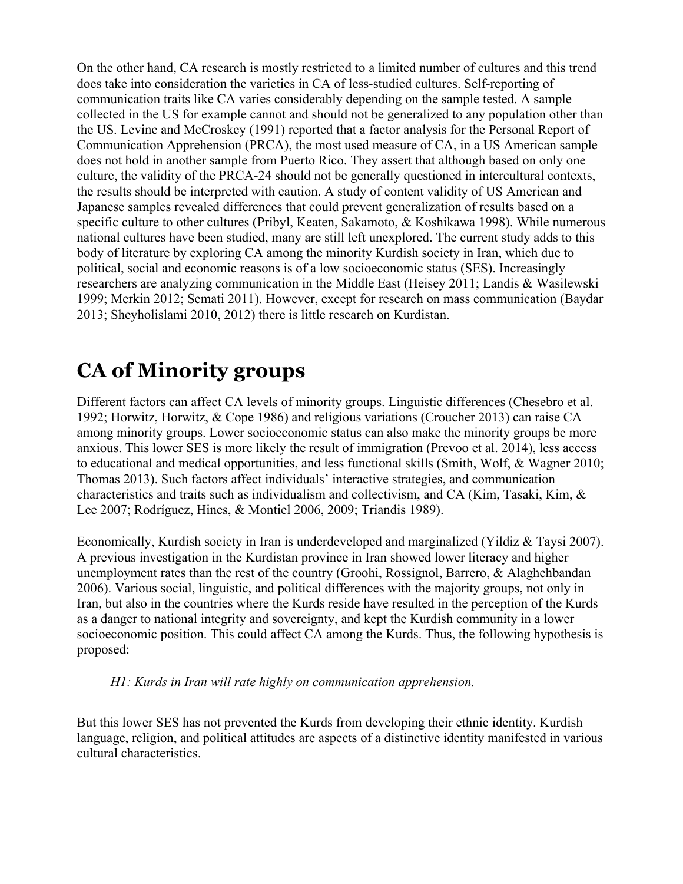On the other hand, CA research is mostly restricted to a limited number of cultures and this trend does take into consideration the varieties in CA of less-studied cultures. Self-reporting of communication traits like CA varies considerably depending on the sample tested. A sample collected in the US for example cannot and should not be generalized to any population other than the US. Levine and McCroskey (1991) reported that a factor analysis for the Personal Report of Communication Apprehension (PRCA), the most used measure of CA, in a US American sample does not hold in another sample from Puerto Rico. They assert that although based on only one culture, the validity of the PRCA-24 should not be generally questioned in intercultural contexts, the results should be interpreted with caution. A study of content validity of US American and Japanese samples revealed differences that could prevent generalization of results based on a specific culture to other cultures (Pribyl, Keaten, Sakamoto, & Koshikawa 1998). While numerous national cultures have been studied, many are still left unexplored. The current study adds to this body of literature by exploring CA among the minority Kurdish society in Iran, which due to political, social and economic reasons is of a low socioeconomic status (SES). Increasingly researchers are analyzing communication in the Middle East (Heisey 2011; Landis & Wasilewski 1999; Merkin 2012; Semati 2011). However, except for research on mass communication (Baydar 2013; Sheyholislami 2010, 2012) there is little research on Kurdistan.

# CA of Minority groups

Different factors can affect CA levels of minority groups. Linguistic differences (Chesebro et al. 1992; Horwitz, Horwitz, & Cope 1986) and religious variations (Croucher 2013) can raise CA among minority groups. Lower socioeconomic status can also make the minority groups be more anxious. This lower SES is more likely the result of immigration (Prevoo et al. 2014), less access to educational and medical opportunities, and less functional skills (Smith, Wolf, & Wagner 2010; Thomas 2013). Such factors affect individuals' interactive strategies, and communication characteristics and traits such as individualism and collectivism, and CA (Kim, Tasaki, Kim, & Lee 2007; Rodríguez, Hines, & Montiel 2006, 2009; Triandis 1989).

Economically, Kurdish society in Iran is underdeveloped and marginalized (Yildiz & Taysi 2007). A previous investigation in the Kurdistan province in Iran showed lower literacy and higher unemployment rates than the rest of the country (Groohi, Rossignol, Barrero, & Alaghehbandan 2006). Various social, linguistic, and political differences with the majority groups, not only in Iran, but also in the countries where the Kurds reside have resulted in the perception of the Kurds as a danger to national integrity and sovereignty, and kept the Kurdish community in a lower socioeconomic position. This could affect CA among the Kurds. Thus, the following hypothesis is proposed:

> *H1: Kurds in Iran will rate highly on communication apprehension.*

But this lower SES has not prevented the Kurds from developing their ethnic identity. Kurdish language, religion, and political attitudes are aspects of a distinctive identity manifested in various cultural characteristics.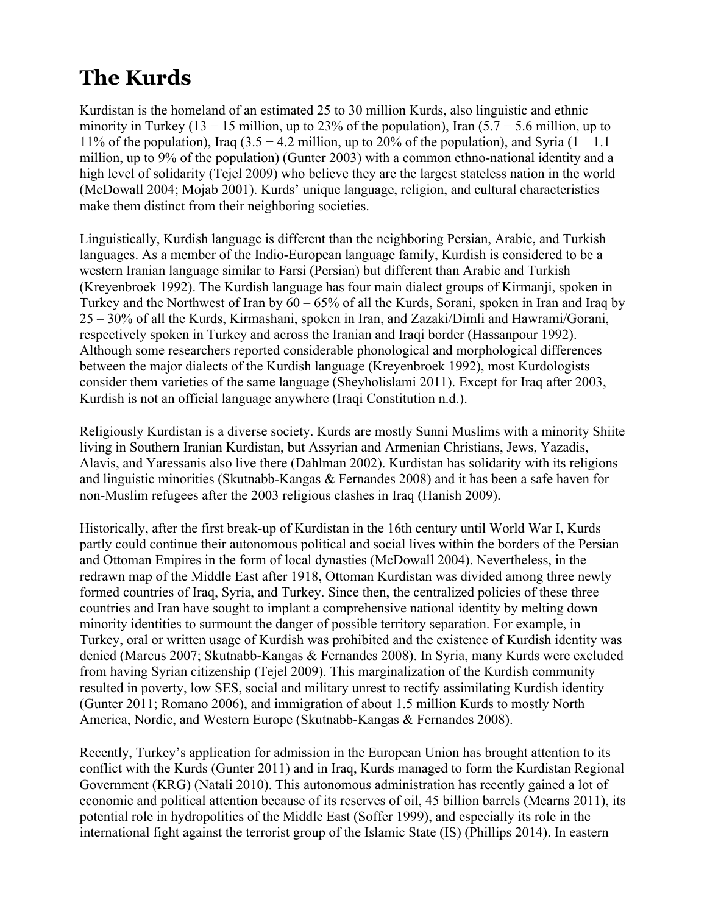# The Kurds

Kurdistan is the homeland of an estimated 25 to 30 million Kurds, also linguistic and ethnic minority in Turkey (13 − 15 million, up to 23% of the population), Iran (5.7 − 5.6 million, up to 11% of the population), Iraq (3.5 − 4.2 million, up to 20% of the population), and Syria (1 – 1.1 million, up to 9% of the population) (Gunter 2003) with a common ethno-national identity and a high level of solidarity (Tejel 2009) who believe they are the largest stateless nation in the world (McDowall 2004; Mojab 2001). Kurds' unique language, religion, and cultural characteristics make them distinct from their neighboring societies.

Linguistically, Kurdish language is different than the neighboring Persian, Arabic, and Turkish languages. As a member of the Indio-European language family, Kurdish is considered to be a western Iranian language similar to Farsi (Persian) but different than Arabic and Turkish (Kreyenbroek 1992). The Kurdish language has four main dialect groups of Kirmanji, spoken in Turkey and the Northwest of Iran by 60 – 65% of all the Kurds, Sorani, spoken in Iran and Iraq by 25 – 30% of all the Kurds, Kirmashani, spoken in Iran, and Zazaki/Dimli and Hawrami/Gorani, respectively spoken in Turkey and across the Iranian and Iraqi border (Hassanpour 1992). Although some researchers reported considerable phonological and morphological differences between the major dialects of the Kurdish language (Kreyenbroek 1992), most Kurdologists consider them varieties of the same language (Sheyholislami 2011). Except for Iraq after 2003, Kurdish is not an official language anywhere (Iraqi Constitution n.d.).

Religiously Kurdistan is a diverse society. Kurds are mostly Sunni Muslims with a minority Shiite living in Southern Iranian Kurdistan, but Assyrian and Armenian Christians, Jews, Yazadis, Alavis, and Yaressanis also live there (Dahlman 2002). Kurdistan has solidarity with its religions and linguistic minorities (Skutnabb-Kangas & Fernandes 2008) and it has been a safe haven for non-Muslim refugees after the 2003 religious clashes in Iraq (Hanish 2009).

Historically, after the first break-up of Kurdistan in the 16th century until World War I, Kurds partly could continue their autonomous political and social lives within the borders of the Persian and Ottoman Empires in the form of local dynasties (McDowall 2004). Nevertheless, in the redrawn map of the Middle East after 1918, Ottoman Kurdistan was divided among three newly formed countries of Iraq, Syria, and Turkey. Since then, the centralized policies of these three countries and Iran have sought to implant a comprehensive national identity by melting down minority identities to surmount the danger of possible territory separation. For example, in Turkey, oral or written usage of Kurdish was prohibited and the existence of Kurdish identity was denied (Marcus 2007; Skutnabb-Kangas & Fernandes 2008). In Syria, many Kurds were excluded from having Syrian citizenship (Tejel 2009). This marginalization of the Kurdish community resulted in poverty, low SES, social and military unrest to rectify assimilating Kurdish identity (Gunter 2011; Romano 2006), and immigration of about 1.5 million Kurds to mostly North America, Nordic, and Western Europe (Skutnabb-Kangas & Fernandes 2008).

Recently, Turkey's application for admission in the European Union has brought attention to its conflict with the Kurds (Gunter 2011) and in Iraq, Kurds managed to form the Kurdistan Regional Government (KRG) (Natali 2010). This autonomous administration has recently gained a lot of economic and political attention because of its reserves of oil, 45 billion barrels (Mearns 2011), its potential role in hydropolitics of the Middle East (Soffer 1999), and especially its role in the international fight against the terrorist group of the Islamic State (IS) (Phillips 2014). In eastern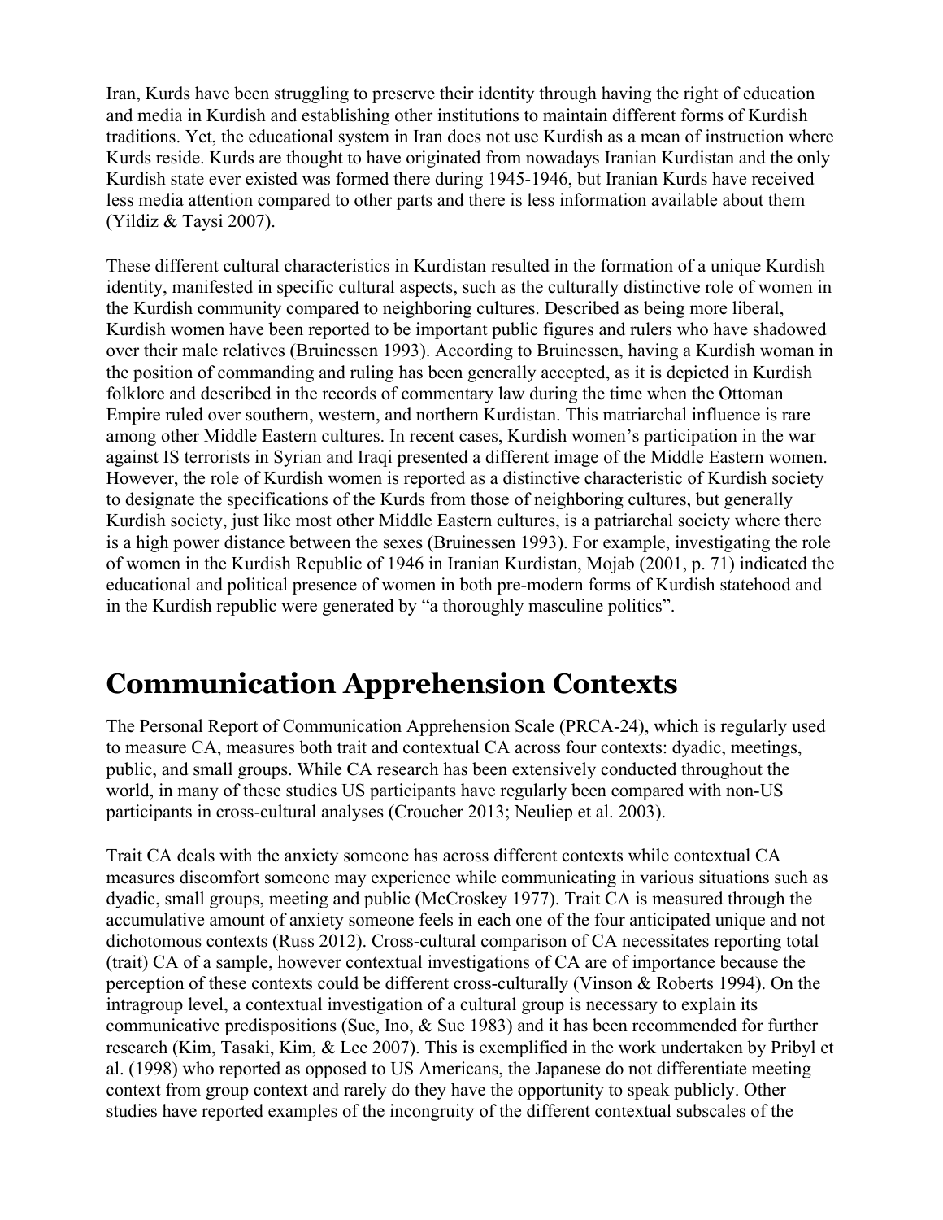Iran, Kurds have been struggling to preserve their identity through having the right of education and media in Kurdish and establishing other institutions to maintain different forms of Kurdish traditions. Yet, the educational system in Iran does not use Kurdish as a mean of instruction where Kurds reside. Kurds are thought to have originated from nowadays Iranian Kurdistan and the only Kurdish state ever existed was formed there during 1945-1946, but Iranian Kurds have received less media attention compared to other parts and there is less information available about them (Yildiz & Taysi 2007).

These different cultural characteristics in Kurdistan resulted in the formation of a unique Kurdish identity, manifested in specific cultural aspects, such as the culturally distinctive role of women in the Kurdish community compared to neighboring cultures. Described as being more liberal, Kurdish women have been reported to be important public figures and rulers who have shadowed over their male relatives (Bruinessen 1993). According to Bruinessen, having a Kurdish woman in the position of commanding and ruling has been generally accepted, as it is depicted in Kurdish folklore and described in the records of commentary law during the time when the Ottoman Empire ruled over southern, western, and northern Kurdistan. This matriarchal influence is rare among other Middle Eastern cultures. In recent cases, Kurdish women's participation in the war against IS terrorists in Syrian and Iraqi presented a different image of the Middle Eastern women. However, the role of Kurdish women is reported as a distinctive characteristic of Kurdish society to designate the specifications of the Kurds from those of neighboring cultures, but generally Kurdish society, just like most other Middle Eastern cultures, is a patriarchal society where there is a high power distance between the sexes (Bruinessen 1993). For example, investigating the role of women in the Kurdish Republic of 1946 in Iranian Kurdistan, Mojab (2001, p. 71) indicated the educational and political presence of women in both pre-modern forms of Kurdish statehood and in the Kurdish republic were generated by "a thoroughly masculine politics".

# Communication Apprehension Contexts

The Personal Report of Communication Apprehension Scale (PRCA-24), which is regularly used to measure CA, measures both trait and contextual CA across four contexts: dyadic, meetings, public, and small groups. While CA research has been extensively conducted throughout the world, in many of these studies US participants have regularly been compared with non-US participants in cross-cultural analyses (Croucher 2013; Neuliep et al. 2003).

Trait CA deals with the anxiety someone has across different contexts while contextual CA measures discomfort someone may experience while communicating in various situations such as dyadic, small groups, meeting and public (McCroskey 1977). Trait CA is measured through the accumulative amount of anxiety someone feels in each one of the four anticipated unique and not dichotomous contexts (Russ 2012). Cross-cultural comparison of CA necessitates reporting total (trait) CA of a sample, however contextual investigations of CA are of importance because the perception of these contexts could be different cross-culturally (Vinson & Roberts 1994). On the intragroup level, a contextual investigation of a cultural group is necessary to explain its communicative predispositions (Sue, Ino, & Sue 1983) and it has been recommended for further research (Kim, Tasaki, Kim, & Lee 2007). This is exemplified in the work undertaken by Pribyl et al. (1998) who reported as opposed to US Americans, the Japanese do not differentiate meeting context from group context and rarely do they have the opportunity to speak publicly. Other studies have reported examples of the incongruity of the different contextual subscales of the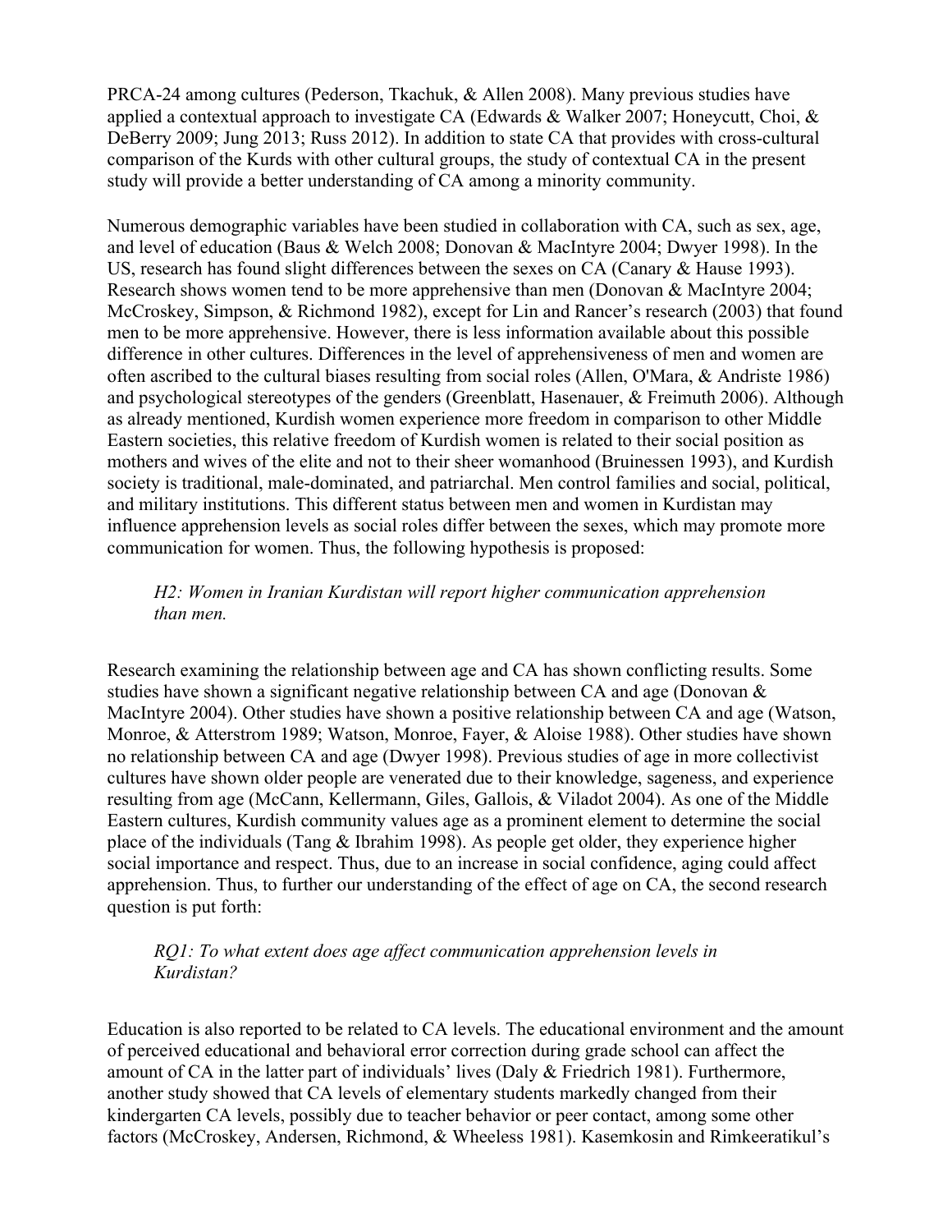PRCA-24 among cultures (Pederson, Tkachuk, & Allen 2008). Many previous studies have applied a contextual approach to investigate CA (Edwards & Walker 2007; Honeycutt, Choi, & DeBerry 2009; Jung 2013; Russ 2012). In addition to state CA that provides with cross-cultural comparison of the Kurds with other cultural groups, the study of contextual CA in the present study will provide a better understanding of CA among a minority community.

Numerous demographic variables have been studied in collaboration with CA, such as sex, age, and level of education (Baus & Welch 2008; Donovan & MacIntyre 2004; Dwyer 1998). In the US, research has found slight differences between the sexes on CA (Canary & Hause 1993). Research shows women tend to be more apprehensive than men (Donovan & MacIntyre 2004; McCroskey, Simpson, & Richmond 1982), except for Lin and Rancer's research (2003) that found men to be more apprehensive. However, there is less information available about this possible difference in other cultures. Differences in the level of apprehensiveness of men and women are often ascribed to the cultural biases resulting from social roles (Allen, O'Mara, & Andriste 1986) and psychological stereotypes of the genders (Greenblatt, Hasenauer, & Freimuth 2006). Although as already mentioned, Kurdish women experience more freedom in comparison to other Middle Eastern societies, this relative freedom of Kurdish women is related to their social position as mothers and wives of the elite and not to their sheer womanhood (Bruinessen 1993), and Kurdish society is traditional, male-dominated, and patriarchal. Men control families and social, political, and military institutions. This different status between men and women in Kurdistan may influence apprehension levels as social roles differ between the sexes, which may promote more communication for women. Thus, the following hypothesis is proposed:

> *H2: Women in Iranian Kurdistan will report higher communication apprehension than men.*

Research examining the relationship between age and CA has shown conflicting results. Some studies have shown a significant negative relationship between CA and age (Donovan & MacIntyre 2004). Other studies have shown a positive relationship between CA and age (Watson, Monroe, & Atterstrom 1989; Watson, Monroe, Fayer, & Aloise 1988). Other studies have shown no relationship between CA and age (Dwyer 1998). Previous studies of age in more collectivist cultures have shown older people are venerated due to their knowledge, sageness, and experience resulting from age (McCann, Kellermann, Giles, Gallois, & Viladot 2004). As one of the Middle Eastern cultures, Kurdish community values age as a prominent element to determine the social place of the individuals (Tang & Ibrahim 1998). As people get older, they experience higher social importance and respect. Thus, due to an increase in social confidence, aging could affect apprehension. Thus, to further our understanding of the effect of age on CA, the second research question is put forth:

> *RQ1: To what extent does age affect communication apprehension levels in Kurdistan?*

Education is also reported to be related to CA levels. The educational environment and the amount of perceived educational and behavioral error correction during grade school can affect the amount of CA in the latter part of individuals' lives (Daly & Friedrich 1981). Furthermore, another study showed that CA levels of elementary students markedly changed from their kindergarten CA levels, possibly due to teacher behavior or peer contact, among some other factors (McCroskey, Andersen, Richmond, & Wheeless 1981). Kasemkosin and Rimkeeratikul's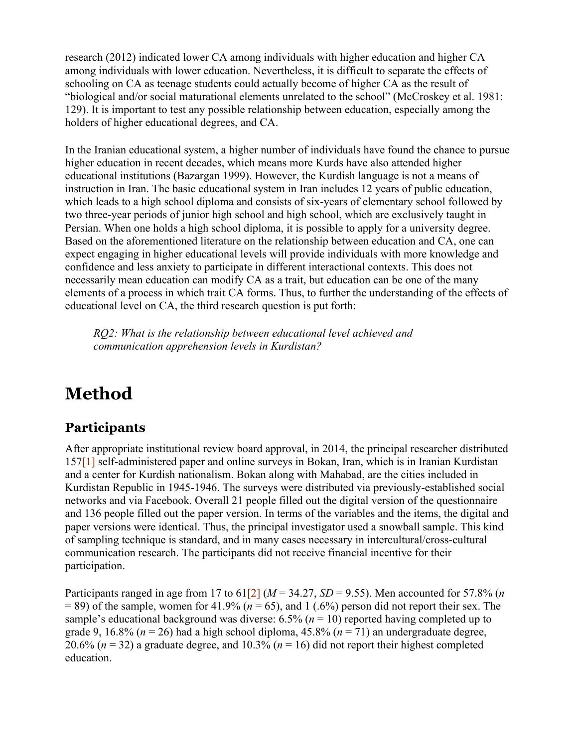research (2012) indicated lower CA among individuals with higher education and higher CA among individuals with lower education. Nevertheless, it is difficult to separate the effects of schooling on CA as teenage students could actually become of higher CA as the result of "biological and/or social maturational elements unrelated to the school" (McCroskey et al. 1981: 129). It is important to test any possible relationship between education, especially among the holders of higher educational degrees, and CA.

In the Iranian educational system, a higher number of individuals have found the chance to pursue higher education in recent decades, which means more Kurds have also attended higher educational institutions (Bazargan 1999). However, the Kurdish language is not a means of instruction in Iran. The basic educational system in Iran includes 12 years of public education, which leads to a high school diploma and consists of six-years of elementary school followed by two three-year periods of junior high school and high school, which are exclusively taught in Persian. When one holds a high school diploma, it is possible to apply for a university degree. Based on the aforementioned literature on the relationship between education and CA, one can expect engaging in higher educational levels will provide individuals with more knowledge and confidence and less anxiety to participate in different interactional contexts. This does not necessarily mean education can modify CA as a trait, but education can be one of the many elements of a process in which trait CA forms. Thus, to further the understanding of the effects of educational level on CA, the third research question is put forth:

> *RQ2: What is the relationship between educational level achieved and communication apprehension levels in Kurdistan?*

# Method

## Participants

After appropriate institutional review board approval, in 2014, the principal researcher distributed 157[1] self-administered paper and online surveys in Bokan, Iran, which is in Iranian Kurdistan and a center for Kurdish nationalism. Bokan along with Mahabad, are the cities included in Kurdistan Republic in 1945-1946. The surveys were distributed via previously-established social networks and via Facebook. Overall 21 people filled out the digital version of the questionnaire and 136 people filled out the paper version. In terms of the variables and the items, the digital and paper versions were identical. Thus, the principal investigator used a snowball sample. This kind of sampling technique is standard, and in many cases necessary in intercultural/cross-cultural communication research. The participants did not receive financial incentive for their participation.

Participants ranged in age from 17 to 61[2] ($M = 34.27$, $SD = 9.55$). Men accounted for 57.8% ($n = 89$) of the sample, women for 41.9% ($n = 65$), and 1 (.6%) person did not report their sex. The sample's educational background was diverse: 6.5% ($n = 10$) reported having completed up to grade 9, 16.8% ($n = 26$) had a high school diploma, 45.8% ($n = 71$) an undergraduate degree, 20.6% ($n = 32$) a graduate degree, and 10.3% ($n = 16$) did not report their highest completed education.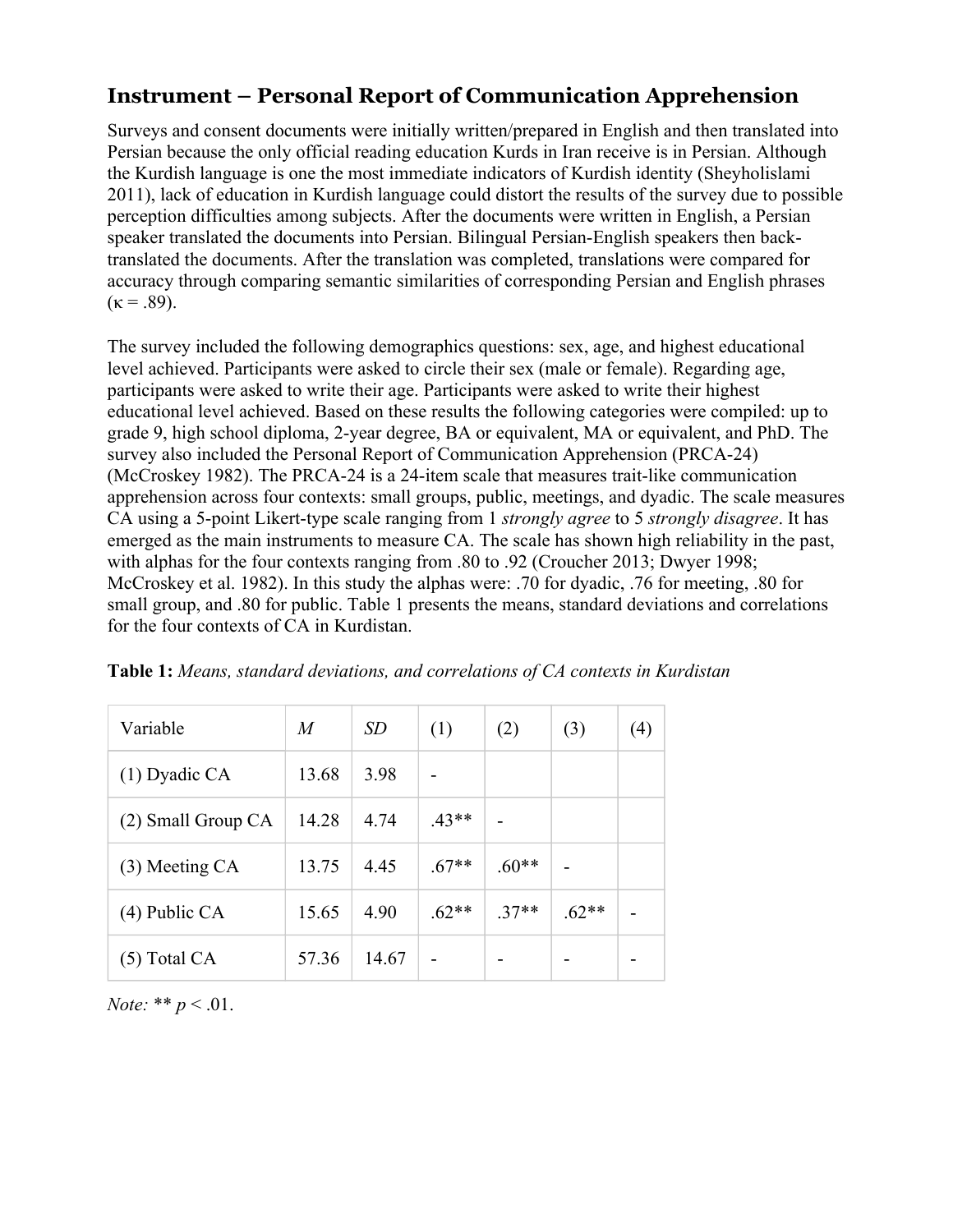## Instrument – Personal Report of Communication Apprehension

Surveys and consent documents were initially written/prepared in English and then translated into Persian because the only official reading education Kurds in Iran receive is in Persian. Although the Kurdish language is one the most immediate indicators of Kurdish identity (Sheyholislami 2011), lack of education in Kurdish language could distort the results of the survey due to possible perception difficulties among subjects. After the documents were written in English, a Persian speaker translated the documents into Persian. Bilingual Persian-English speakers then back-translated the documents. After the translation was completed, translations were compared for accuracy through comparing semantic similarities of corresponding Persian and English phrases ($\kappa = .89$).

The survey included the following demographics questions: sex, age, and highest educational level achieved. Participants were asked to circle their sex (male or female). Regarding age, participants were asked to write their age. Participants were asked to write their highest educational level achieved. Based on these results the following categories were compiled: up to grade 9, high school diploma, 2-year degree, BA or equivalent, MA or equivalent, and PhD. The survey also included the Personal Report of Communication Apprehension (PRCA-24) (McCroskey 1982). The PRCA-24 is a 24-item scale that measures trait-like communication apprehension across four contexts: small groups, public, meetings, and dyadic. The scale measures CA using a 5-point Likert-type scale ranging from 1 *strongly agree* to 5 *strongly disagree*. It has emerged as the main instruments to measure CA. The scale has shown high reliability in the past, with alphas for the four contexts ranging from .80 to .92 (Croucher 2013; Dwyer 1998; McCroskey et al. 1982). In this study the alphas were: .70 for dyadic, .76 for meeting, .80 for small group, and .80 for public. Table 1 presents the means, standard deviations and correlations for the four contexts of CA in Kurdistan.

**Table 1:** *Means, standard deviations, and correlations of CA contexts in Kurdistan*

| Variable | *M* | *SD* | (1) | (2) | (3) | (4) |
|---|---|---|---|---|---|---|
| (1) Dyadic CA | 13.68 | 3.98 | - | | | |
| (2) Small Group CA | 14.28 | 4.74 | .43** | - | | |
| (3) Meeting CA | 13.75 | 4.45 | .67** | .60** | - | |
| (4) Public CA | 15.65 | 4.90 | .62** | .37** | .62** | - |
| (5) Total CA | 57.36 | 14.67 | - | - | - | - |

*Note:* ** $p < .01$.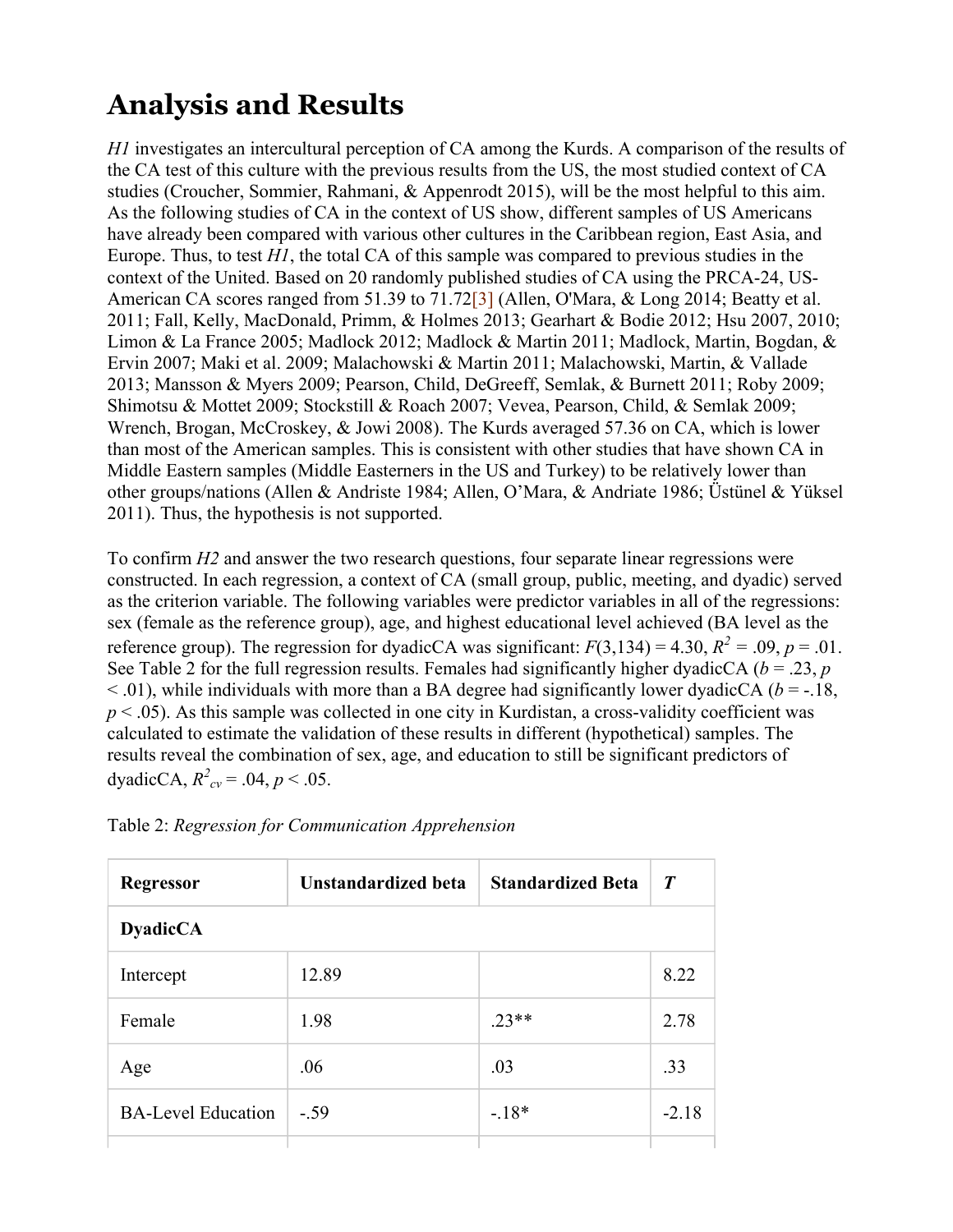# Analysis and Results

*H1* investigates an intercultural perception of CA among the Kurds. A comparison of the results of the CA test of this culture with the previous results from the US, the most studied context of CA studies (Croucher, Sommier, Rahmani, & Appenrodt 2015), will be the most helpful to this aim. As the following studies of CA in the context of US show, different samples of US Americans have already been compared with various other cultures in the Caribbean region, East Asia, and Europe. Thus, to test *H1*, the total CA of this sample was compared to previous studies in the context of the United. Based on 20 randomly published studies of CA using the PRCA-24, US-American CA scores ranged from 51.39 to 71.72[3] (Allen, O'Mara, & Long 2014; Beatty et al. 2011; Fall, Kelly, MacDonald, Primm, & Holmes 2013; Gearhart & Bodie 2012; Hsu 2007, 2010; Limon & La France 2005; Madlock 2012; Madlock & Martin 2011; Madlock, Martin, Bogdan, & Ervin 2007; Maki et al. 2009; Malachowski & Martin 2011; Malachowski, Martin, & Vallade 2013; Mansson & Myers 2009; Pearson, Child, DeGreeff, Semlak, & Burnett 2011; Roby 2009; Shimotsu & Mottet 2009; Stockstill & Roach 2007; Vevea, Pearson, Child, & Semlak 2009; Wrench, Brogan, McCroskey, & Jowi 2008). The Kurds averaged 57.36 on CA, which is lower than most of the American samples. This is consistent with other studies that have shown CA in Middle Eastern samples (Middle Easterners in the US and Turkey) to be relatively lower than other groups/nations (Allen & Andriste 1984; Allen, O'Mara, & Andriate 1986; Üstünel & Yüksel 2011). Thus, the hypothesis is not supported.

To confirm *H2* and answer the two research questions, four separate linear regressions were constructed. In each regression, a context of CA (small group, public, meeting, and dyadic) served as the criterion variable. The following variables were predictor variables in all of the regressions: sex (female as the reference group), age, and highest educational level achieved (BA level as the reference group). The regression for dyadicCA was significant: $F(3,134) = 4.30$, $R^2 = .09$, $p = .01$. See Table 2 for the full regression results. Females had significantly higher dyadicCA ($b = .23$, $p < .01$), while individuals with more than a BA degree had significantly lower dyadicCA ($b = -.18$, $p < .05$). As this sample was collected in one city in Kurdistan, a cross-validity coefficient was calculated to estimate the validation of these results in different (hypothetical) samples. The results reveal the combination of sex, age, and education to still be significant predictors of dyadicCA, $R^2_{cv} = .04$, $p < .05$.

Table 2: *Regression for Communication Apprehension*

| **Regressor** | **Unstandardized beta** | **Standardized Beta** | ***T*** |
|---|---|---|---|
| **DyadicCA** | | | |
| Intercept | 12.89 | | 8.22 |
| Female | 1.98 | .23** | 2.78 |
| Age | .06 | .03 | .33 |
| BA-Level Education | -.59 | -.18* | -2.18 |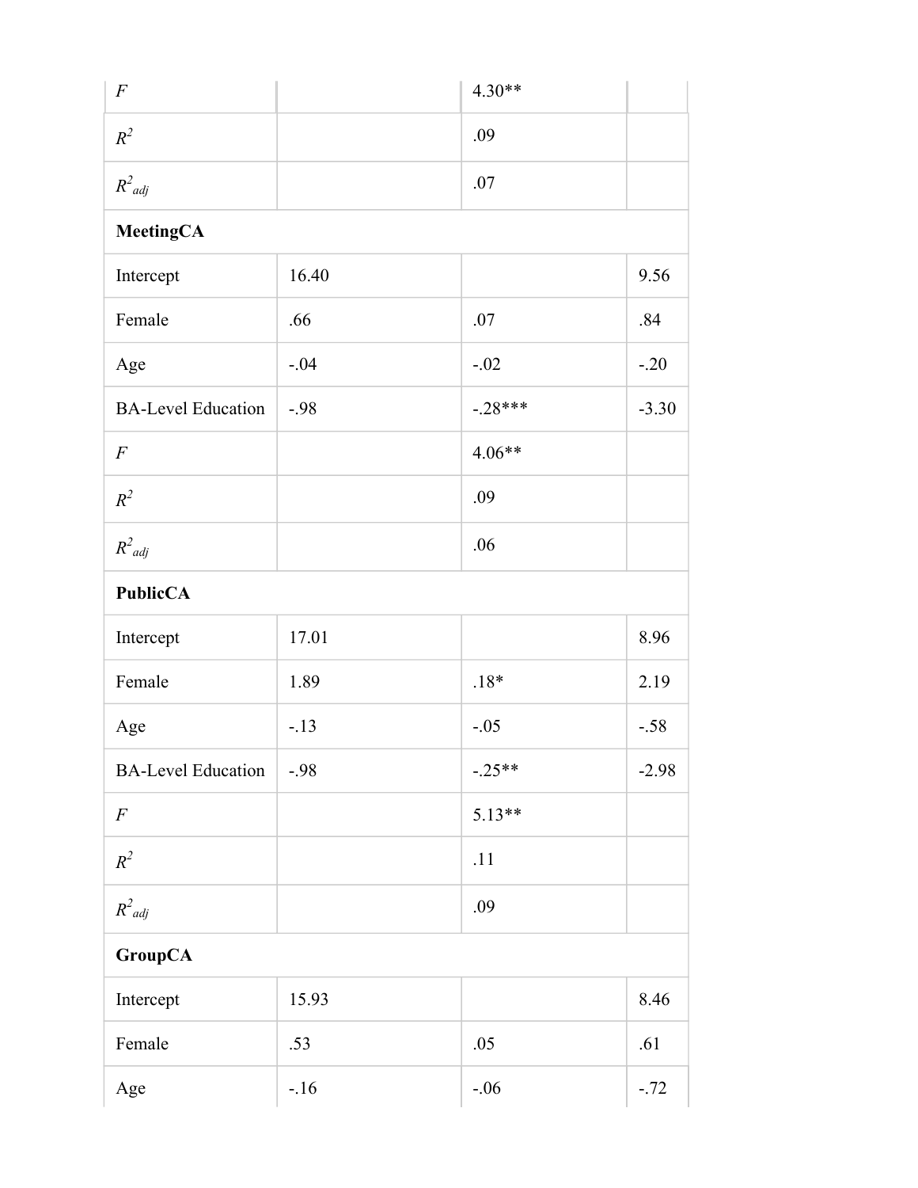| | | | |
|---|---|---|---|
| $F$ | | 4.30** | |
| $R^2$ | | .09 | |
| $R^2_{adj}$ | | .07 | |
| **MeetingCA** | | | |
| Intercept | 16.40 | | 9.56 |
| Female | .66 | .07 | .84 |
| Age | -.04 | -.02 | -.20 |
| BA-Level Education | -.98 | -.28*** | -3.30 |
| $F$ | | 4.06** | |
| $R^2$ | | .09 | |
| $R^2_{adj}$ | | .06 | |
| **PublicCA** | | | |
| Intercept | 17.01 | | 8.96 |
| Female | 1.89 | .18* | 2.19 |
| Age | -.13 | -.05 | -.58 |
| BA-Level Education | -.98 | -.25** | -2.98 |
| $F$ | | 5.13** | |
| $R^2$ | | .11 | |
| $R^2_{adj}$ | | .09 | |
| **GroupCA** | | | |
| Intercept | 15.93 | | 8.46 |
| Female | .53 | .05 | .61 |
| Age | -.16 | -.06 | -.72 |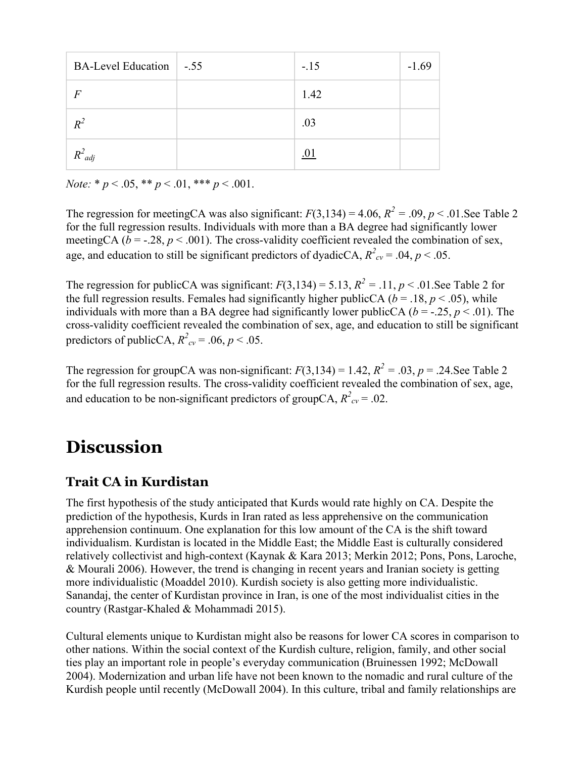| BA-Level Education | -.55 | -.15 | -1.69 |
|---|---|---|---|
| *F* | | 1.42 | |
| $R^2$ | | .03 | |
| $R^2_{adj}$ | | .01 | |

*Note:* * $p < .05$, ** $p < .01$, *** $p < .001$.

The regression for meetingCA was also significant: $F(3,134) = 4.06$, $R^2 = .09$, $p < .01$.See Table 2 for the full regression results. Individuals with more than a BA degree had significantly lower meetingCA ($b = -.28$, $p < .001$). The cross-validity coefficient revealed the combination of sex, age, and education to still be significant predictors of dyadicCA, $R^2_{cv} = .04$, $p < .05$.

The regression for publicCA was significant: $F(3,134) = 5.13$, $R^2 = .11$, $p < .01$.See Table 2 for the full regression results. Females had significantly higher publicCA ($b = .18$, $p < .05$), while individuals with more than a BA degree had significantly lower publicCA ($b = -.25$, $p < .01$). The cross-validity coefficient revealed the combination of sex, age, and education to still be significant predictors of publicCA, $R^2_{cv} = .06$, $p < .05$.

The regression for groupCA was non-significant: $F(3,134) = 1.42$, $R^2 = .03$, $p = .24$.See Table 2 for the full regression results. The cross-validity coefficient revealed the combination of sex, age, and education to be non-significant predictors of groupCA, $R^2_{cv} = .02$.

# Discussion

## Trait CA in Kurdistan

The first hypothesis of the study anticipated that Kurds would rate highly on CA. Despite the prediction of the hypothesis, Kurds in Iran rated as less apprehensive on the communication apprehension continuum. One explanation for this low amount of the CA is the shift toward individualism. Kurdistan is located in the Middle East; the Middle East is culturally considered relatively collectivist and high-context (Kaynak & Kara 2013; Merkin 2012; Pons, Pons, Laroche, & Mourali 2006). However, the trend is changing in recent years and Iranian society is getting more individualistic (Moaddel 2010). Kurdish society is also getting more individualistic. Sanandaj, the center of Kurdistan province in Iran, is one of the most individualist cities in the country (Rastgar-Khaled & Mohammadi 2015).

Cultural elements unique to Kurdistan might also be reasons for lower CA scores in comparison to other nations. Within the social context of the Kurdish culture, religion, family, and other social ties play an important role in people's everyday communication (Bruinessen 1992; McDowall 2004). Modernization and urban life have not been known to the nomadic and rural culture of the Kurdish people until recently (McDowall 2004). In this culture, tribal and family relationships are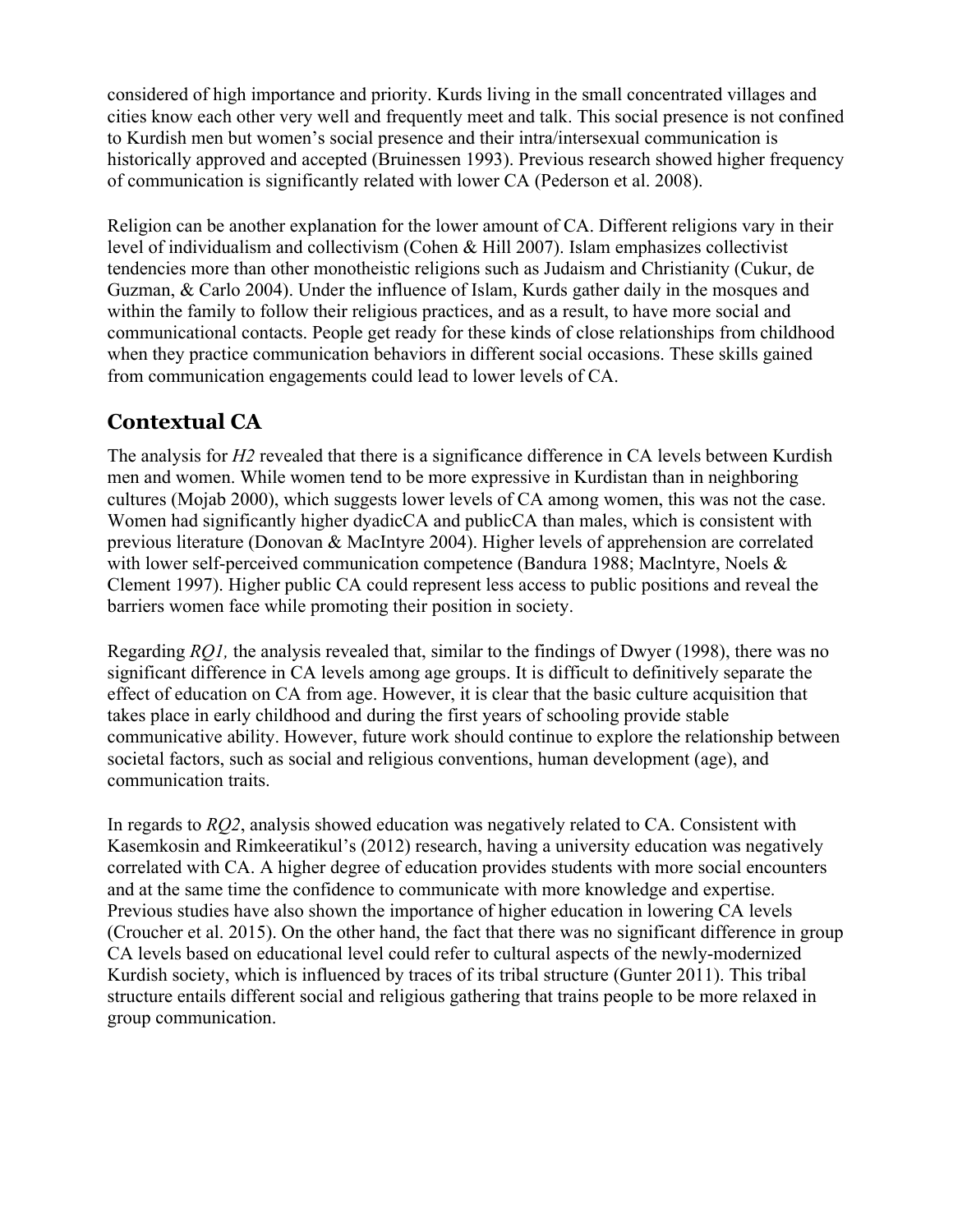considered of high importance and priority. Kurds living in the small concentrated villages and cities know each other very well and frequently meet and talk. This social presence is not confined to Kurdish men but women's social presence and their intra/intersexual communication is historically approved and accepted (Bruinessen 1993). Previous research showed higher frequency of communication is significantly related with lower CA (Pederson et al. 2008).

Religion can be another explanation for the lower amount of CA. Different religions vary in their level of individualism and collectivism (Cohen & Hill 2007). Islam emphasizes collectivist tendencies more than other monotheistic religions such as Judaism and Christianity (Cukur, de Guzman, & Carlo 2004). Under the influence of Islam, Kurds gather daily in the mosques and within the family to follow their religious practices, and as a result, to have more social and communicational contacts. People get ready for these kinds of close relationships from childhood when they practice communication behaviors in different social occasions. These skills gained from communication engagements could lead to lower levels of CA.

## Contextual CA

The analysis for *H2* revealed that there is a significance difference in CA levels between Kurdish men and women. While women tend to be more expressive in Kurdistan than in neighboring cultures (Mojab 2000), which suggests lower levels of CA among women, this was not the case. Women had significantly higher dyadicCA and publicCA than males, which is consistent with previous literature (Donovan & MacIntyre 2004). Higher levels of apprehension are correlated with lower self-perceived communication competence (Bandura 1988; Maclntyre, Noels & Clement 1997). Higher public CA could represent less access to public positions and reveal the barriers women face while promoting their position in society.

Regarding *RQ1,* the analysis revealed that, similar to the findings of Dwyer (1998), there was no significant difference in CA levels among age groups. It is difficult to definitively separate the effect of education on CA from age. However, it is clear that the basic culture acquisition that takes place in early childhood and during the first years of schooling provide stable communicative ability. However, future work should continue to explore the relationship between societal factors, such as social and religious conventions, human development (age), and communication traits.

In regards to *RQ2*, analysis showed education was negatively related to CA. Consistent with Kasemkosin and Rimkeeratikul's (2012) research, having a university education was negatively correlated with CA. A higher degree of education provides students with more social encounters and at the same time the confidence to communicate with more knowledge and expertise. Previous studies have also shown the importance of higher education in lowering CA levels (Croucher et al. 2015). On the other hand, the fact that there was no significant difference in group CA levels based on educational level could refer to cultural aspects of the newly-modernized Kurdish society, which is influenced by traces of its tribal structure (Gunter 2011). This tribal structure entails different social and religious gathering that trains people to be more relaxed in group communication.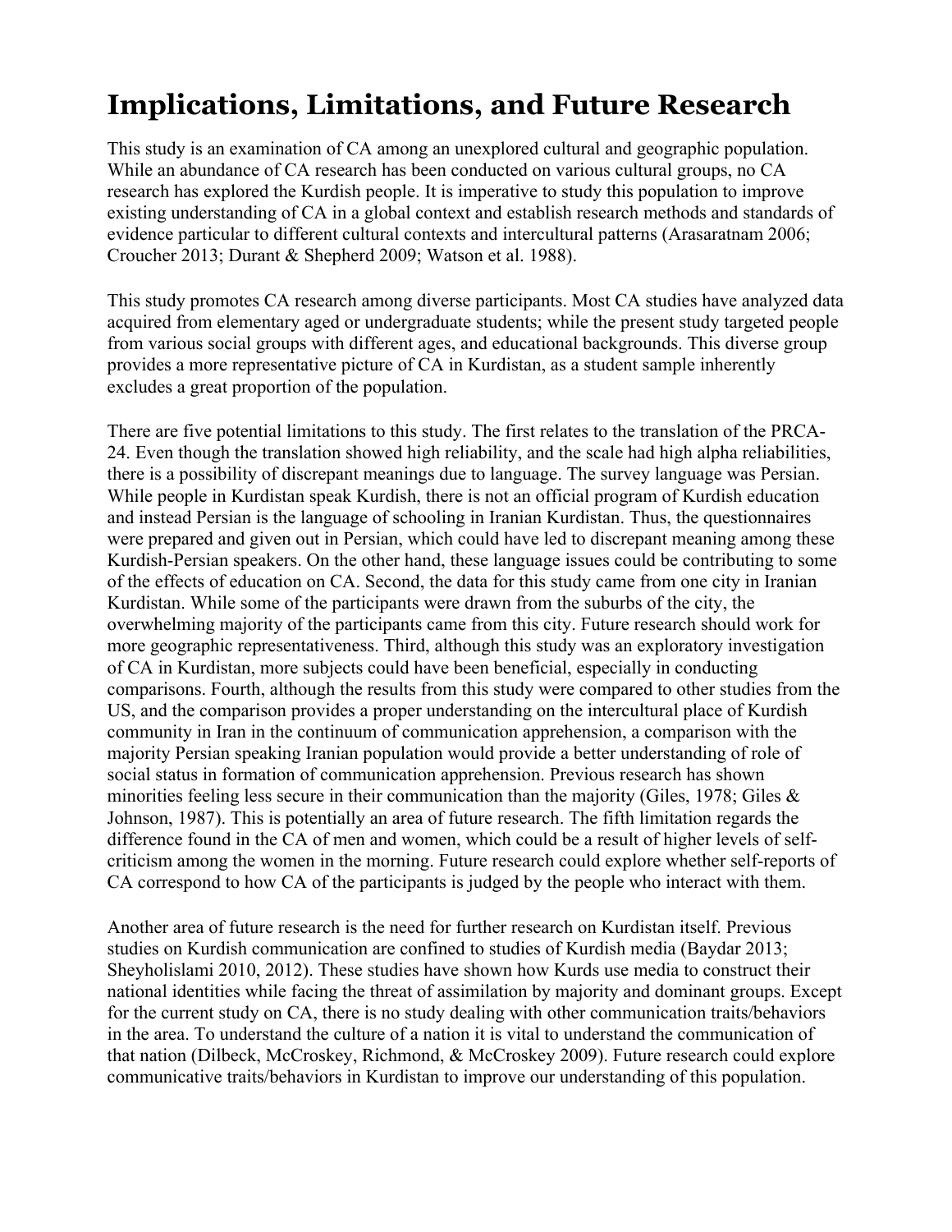# Implications, Limitations, and Future Research

This study is an examination of CA among an unexplored cultural and geographic population. While an abundance of CA research has been conducted on various cultural groups, no CA research has explored the Kurdish people. It is imperative to study this population to improve existing understanding of CA in a global context and establish research methods and standards of evidence particular to different cultural contexts and intercultural patterns (Arasaratnam 2006; Croucher 2013; Durant & Shepherd 2009; Watson et al. 1988).

This study promotes CA research among diverse participants. Most CA studies have analyzed data acquired from elementary aged or undergraduate students; while the present study targeted people from various social groups with different ages, and educational backgrounds. This diverse group provides a more representative picture of CA in Kurdistan, as a student sample inherently excludes a great proportion of the population.

There are five potential limitations to this study. The first relates to the translation of the PRCA-24. Even though the translation showed high reliability, and the scale had high alpha reliabilities, there is a possibility of discrepant meanings due to language. The survey language was Persian. While people in Kurdistan speak Kurdish, there is not an official program of Kurdish education and instead Persian is the language of schooling in Iranian Kurdistan. Thus, the questionnaires were prepared and given out in Persian, which could have led to discrepant meaning among these Kurdish-Persian speakers. On the other hand, these language issues could be contributing to some of the effects of education on CA. Second, the data for this study came from one city in Iranian Kurdistan. While some of the participants were drawn from the suburbs of the city, the overwhelming majority of the participants came from this city. Future research should work for more geographic representativeness. Third, although this study was an exploratory investigation of CA in Kurdistan, more subjects could have been beneficial, especially in conducting comparisons. Fourth, although the results from this study were compared to other studies from the US, and the comparison provides a proper understanding on the intercultural place of Kurdish community in Iran in the continuum of communication apprehension, a comparison with the majority Persian speaking Iranian population would provide a better understanding of role of social status in formation of communication apprehension. Previous research has shown minorities feeling less secure in their communication than the majority (Giles, 1978; Giles & Johnson, 1987). This is potentially an area of future research. The fifth limitation regards the difference found in the CA of men and women, which could be a result of higher levels of self-criticism among the women in the morning. Future research could explore whether self-reports of CA correspond to how CA of the participants is judged by the people who interact with them.

Another area of future research is the need for further research on Kurdistan itself. Previous studies on Kurdish communication are confined to studies of Kurdish media (Baydar 2013; Sheyholislami 2010, 2012). These studies have shown how Kurds use media to construct their national identities while facing the threat of assimilation by majority and dominant groups. Except for the current study on CA, there is no study dealing with other communication traits/behaviors in the area. To understand the culture of a nation it is vital to understand the communication of that nation (Dilbeck, McCroskey, Richmond, & McCroskey 2009). Future research could explore communicative traits/behaviors in Kurdistan to improve our understanding of this population.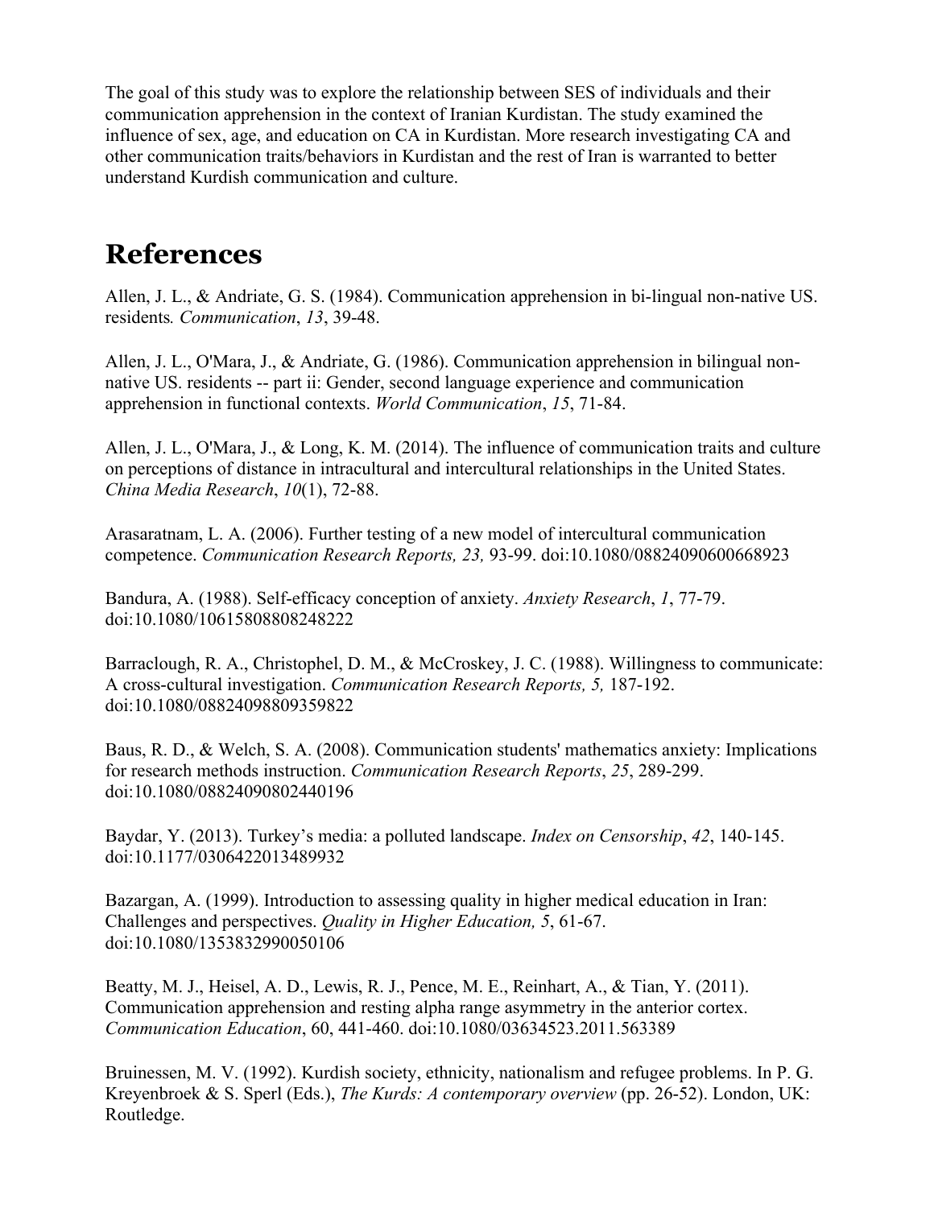The goal of this study was to explore the relationship between SES of individuals and their communication apprehension in the context of Iranian Kurdistan. The study examined the influence of sex, age, and education on CA in Kurdistan. More research investigating CA and other communication traits/behaviors in Kurdistan and the rest of Iran is warranted to better understand Kurdish communication and culture.

# References

Allen, J. L., & Andriate, G. S. (1984). Communication apprehension in bi-lingual non-native US. residents*. Communication*, *13*, 39-48.

Allen, J. L., O'Mara, J., & Andriate, G. (1986). Communication apprehension in bilingual non-native US. residents -- part ii: Gender, second language experience and communication apprehension in functional contexts. *World Communication*, *15*, 71-84.

Allen, J. L., O'Mara, J., & Long, K. M. (2014). The influence of communication traits and culture on perceptions of distance in intracultural and intercultural relationships in the United States. *China Media Research*, *10*(1), 72-88.

Arasaratnam, L. A. (2006). Further testing of a new model of intercultural communication competence. *Communication Research Reports, 23,* 93-99. doi:10.1080/08824090600668923

Bandura, A. (1988). Self-efficacy conception of anxiety. *Anxiety Research*, *1*, 77-79. doi:10.1080/10615808808248222

Barraclough, R. A., Christophel, D. M., & McCroskey, J. C. (1988). Willingness to communicate: A cross-cultural investigation. *Communication Research Reports, 5,* 187-192. doi:10.1080/08824098809359822

Baus, R. D., & Welch, S. A. (2008). Communication students' mathematics anxiety: Implications for research methods instruction. *Communication Research Reports*, *25*, 289-299. doi:10.1080/08824090802440196

Baydar, Y. (2013). Turkey's media: a polluted landscape. *Index on Censorship*, *42*, 140-145. doi:10.1177/0306422013489932

Bazargan, A. (1999). Introduction to assessing quality in higher medical education in Iran: Challenges and perspectives. *Quality in Higher Education, 5*, 61-67. doi:10.1080/1353832990050106

Beatty, M. J., Heisel, A. D., Lewis, R. J., Pence, M. E., Reinhart, A., & Tian, Y. (2011). Communication apprehension and resting alpha range asymmetry in the anterior cortex. *Communication Education*, 60, 441-460. doi:10.1080/03634523.2011.563389

Bruinessen, M. V. (1992). Kurdish society, ethnicity, nationalism and refugee problems. In P. G. Kreyenbroek & S. Sperl (Eds.), *The Kurds: A contemporary overview* (pp. 26-52). London, UK: Routledge.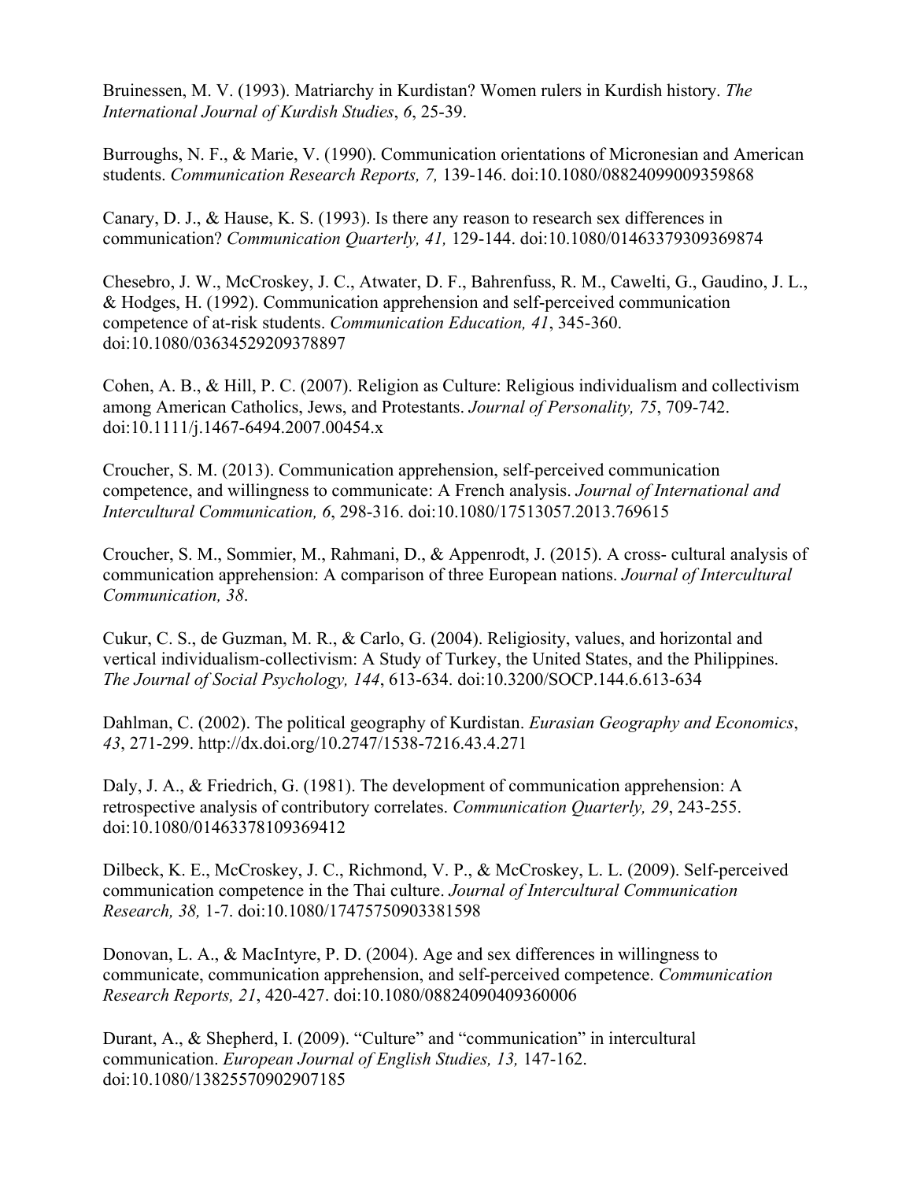Bruinessen, M. V. (1993). Matriarchy in Kurdistan? Women rulers in Kurdish history. *The International Journal of Kurdish Studies*, *6*, 25-39.

Burroughs, N. F., & Marie, V. (1990). Communication orientations of Micronesian and American students. *Communication Research Reports, 7,* 139-146. doi:10.1080/08824099009359868

Canary, D. J., & Hause, K. S. (1993). Is there any reason to research sex differences in communication? *Communication Quarterly, 41,* 129-144. doi:10.1080/01463379309369874

Chesebro, J. W., McCroskey, J. C., Atwater, D. F., Bahrenfuss, R. M., Cawelti, G., Gaudino, J. L., & Hodges, H. (1992). Communication apprehension and self-perceived communication competence of at-risk students. *Communication Education, 41*, 345-360. doi:10.1080/03634529209378897

Cohen, A. B., & Hill, P. C. (2007). Religion as Culture: Religious individualism and collectivism among American Catholics, Jews, and Protestants. *Journal of Personality, 75*, 709-742. doi:10.1111/j.1467-6494.2007.00454.x

Croucher, S. M. (2013). Communication apprehension, self-perceived communication competence, and willingness to communicate: A French analysis. *Journal of International and Intercultural Communication, 6*, 298-316. doi:10.1080/17513057.2013.769615

Croucher, S. M., Sommier, M., Rahmani, D., & Appenrodt, J. (2015). A cross- cultural analysis of communication apprehension: A comparison of three European nations. *Journal of Intercultural Communication, 38*.

Cukur, C. S., de Guzman, M. R., & Carlo, G. (2004). Religiosity, values, and horizontal and vertical individualism-collectivism: A Study of Turkey, the United States, and the Philippines. *The Journal of Social Psychology, 144*, 613-634. doi:10.3200/SOCP.144.6.613-634

Dahlman, C. (2002). The political geography of Kurdistan. *Eurasian Geography and Economics*, *43*, 271-299. http://dx.doi.org/10.2747/1538-7216.43.4.271

Daly, J. A., & Friedrich, G. (1981). The development of communication apprehension: A retrospective analysis of contributory correlates. *Communication Quarterly, 29*, 243-255. doi:10.1080/01463378109369412

Dilbeck, K. E., McCroskey, J. C., Richmond, V. P., & McCroskey, L. L. (2009). Self-perceived communication competence in the Thai culture. *Journal of Intercultural Communication Research, 38,* 1-7. doi:10.1080/17475750903381598

Donovan, L. A., & MacIntyre, P. D. (2004). Age and sex differences in willingness to communicate, communication apprehension, and self-perceived competence. *Communication Research Reports, 21*, 420-427. doi:10.1080/08824090409360006

Durant, A., & Shepherd, I. (2009). "Culture" and "communication" in intercultural communication. *European Journal of English Studies, 13,* 147-162. doi:10.1080/13825570902907185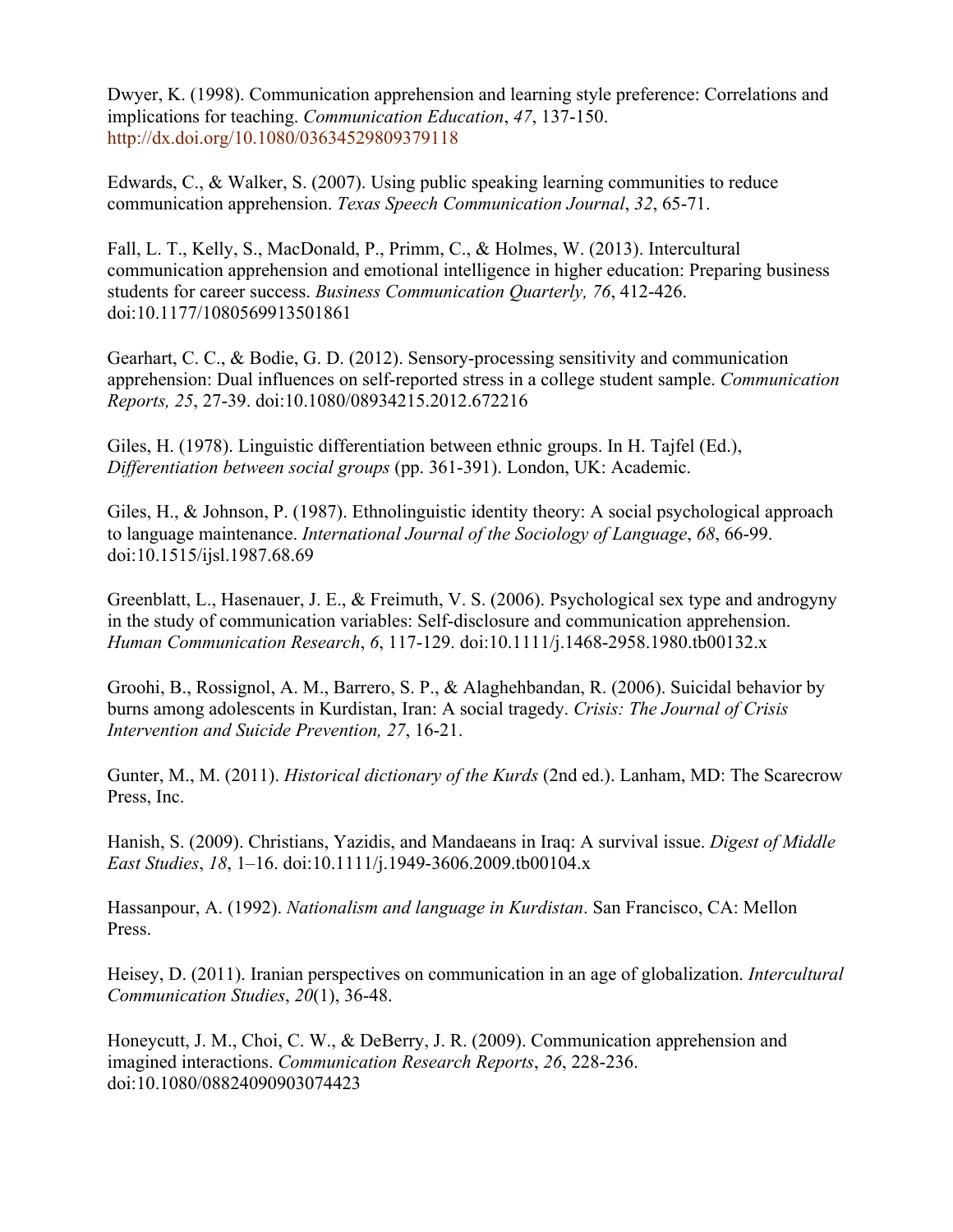Dwyer, K. (1998). Communication apprehension and learning style preference: Correlations and implications for teaching. *Communication Education*, *47*, 137-150. http://dx.doi.org/10.1080/03634529809379118

Edwards, C., & Walker, S. (2007). Using public speaking learning communities to reduce communication apprehension. *Texas Speech Communication Journal*, *32*, 65-71.

Fall, L. T., Kelly, S., MacDonald, P., Primm, C., & Holmes, W. (2013). Intercultural communication apprehension and emotional intelligence in higher education: Preparing business students for career success. *Business Communication Quarterly, 76*, 412-426. doi:10.1177/1080569913501861

Gearhart, C. C., & Bodie, G. D. (2012). Sensory-processing sensitivity and communication apprehension: Dual influences on self-reported stress in a college student sample. *Communication Reports, 25*, 27-39. doi:10.1080/08934215.2012.672216

Giles, H. (1978). Linguistic differentiation between ethnic groups. In H. Tajfel (Ed.), *Differentiation between social groups* (pp. 361-391). London, UK: Academic.

Giles, H., & Johnson, P. (1987). Ethnolinguistic identity theory: A social psychological approach to language maintenance. *International Journal of the Sociology of Language*, *68*, 66-99. doi:10.1515/ijsl.1987.68.69

Greenblatt, L., Hasenauer, J. E., & Freimuth, V. S. (2006). Psychological sex type and androgyny in the study of communication variables: Self-disclosure and communication apprehension. *Human Communication Research*, *6*, 117-129. doi:10.1111/j.1468-2958.1980.tb00132.x

Groohi, B., Rossignol, A. M., Barrero, S. P., & Alaghehbandan, R. (2006). Suicidal behavior by burns among adolescents in Kurdistan, Iran: A social tragedy. *Crisis: The Journal of Crisis Intervention and Suicide Prevention, 27*, 16-21.

Gunter, M., M. (2011). *Historical dictionary of the Kurds* (2nd ed.). Lanham, MD: The Scarecrow Press, Inc.

Hanish, S. (2009). Christians, Yazidis, and Mandaeans in Iraq: A survival issue. *Digest of Middle East Studies*, *18*, 1–16. doi:10.1111/j.1949-3606.2009.tb00104.x

Hassanpour, A. (1992). *Nationalism and language in Kurdistan*. San Francisco, CA: Mellon Press.

Heisey, D. (2011). Iranian perspectives on communication in an age of globalization. *Intercultural Communication Studies*, *20*(1), 36-48.

Honeycutt, J. M., Choi, C. W., & DeBerry, J. R. (2009). Communication apprehension and imagined interactions. *Communication Research Reports*, *26*, 228-236. doi:10.1080/08824090903074423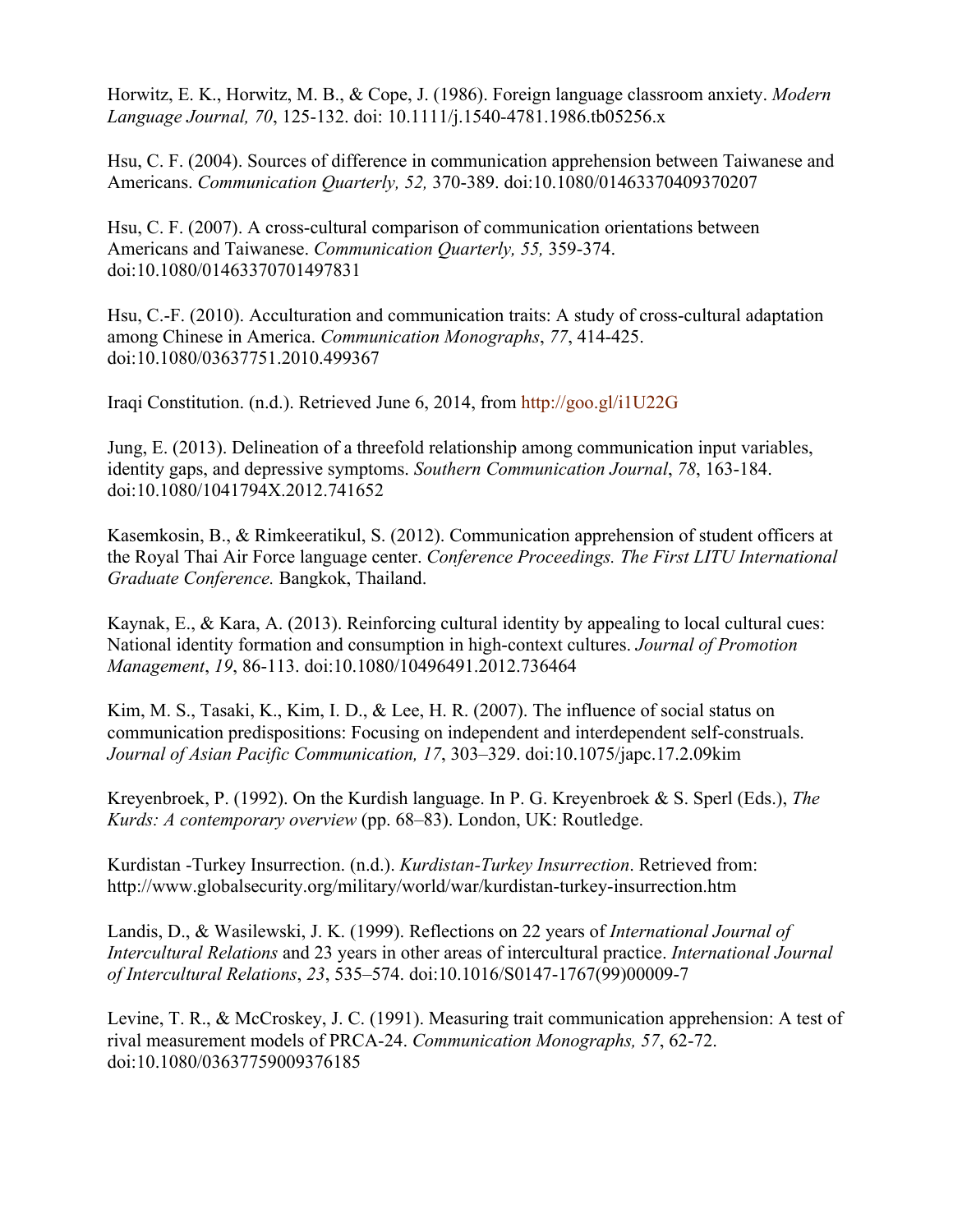Horwitz, E. K., Horwitz, M. B., & Cope, J. (1986). Foreign language classroom anxiety. *Modern Language Journal, 70*, 125-132. doi: 10.1111/j.1540-4781.1986.tb05256.x

Hsu, C. F. (2004). Sources of difference in communication apprehension between Taiwanese and Americans. *Communication Quarterly, 52,* 370-389. doi:10.1080/01463370409370207

Hsu, C. F. (2007). A cross-cultural comparison of communication orientations between Americans and Taiwanese. *Communication Quarterly, 55,* 359-374. doi:10.1080/01463370701497831

Hsu, C.-F. (2010). Acculturation and communication traits: A study of cross-cultural adaptation among Chinese in America. *Communication Monographs*, *77*, 414-425. doi:10.1080/03637751.2010.499367

Iraqi Constitution. (n.d.). Retrieved June 6, 2014, from http://goo.gl/i1U22G

Jung, E. (2013). Delineation of a threefold relationship among communication input variables, identity gaps, and depressive symptoms. *Southern Communication Journal*, *78*, 163-184. doi:10.1080/1041794X.2012.741652

Kasemkosin, B., & Rimkeeratikul, S. (2012). Communication apprehension of student officers at the Royal Thai Air Force language center. *Conference Proceedings. The First LITU International Graduate Conference.* Bangkok, Thailand.

Kaynak, E., & Kara, A. (2013). Reinforcing cultural identity by appealing to local cultural cues: National identity formation and consumption in high-context cultures. *Journal of Promotion Management*, *19*, 86-113. doi:10.1080/10496491.2012.736464

Kim, M. S., Tasaki, K., Kim, I. D., & Lee, H. R. (2007). The influence of social status on communication predispositions: Focusing on independent and interdependent self-construals. *Journal of Asian Pacific Communication, 17*, 303–329. doi:10.1075/japc.17.2.09kim

Kreyenbroek, P. (1992). On the Kurdish language. In P. G. Kreyenbroek & S. Sperl (Eds.), *The Kurds: A contemporary overview* (pp. 68–83). London, UK: Routledge.

Kurdistan -Turkey Insurrection. (n.d.). *Kurdistan-Turkey Insurrection*. Retrieved from: http://www.globalsecurity.org/military/world/war/kurdistan-turkey-insurrection.htm

Landis, D., & Wasilewski, J. K. (1999). Reflections on 22 years of *International Journal of Intercultural Relations* and 23 years in other areas of intercultural practice. *International Journal of Intercultural Relations*, *23*, 535–574. doi:10.1016/S0147-1767(99)00009-7

Levine, T. R., & McCroskey, J. C. (1991). Measuring trait communication apprehension: A test of rival measurement models of PRCA-24. *Communication Monographs, 57*, 62-72. doi:10.1080/03637759009376185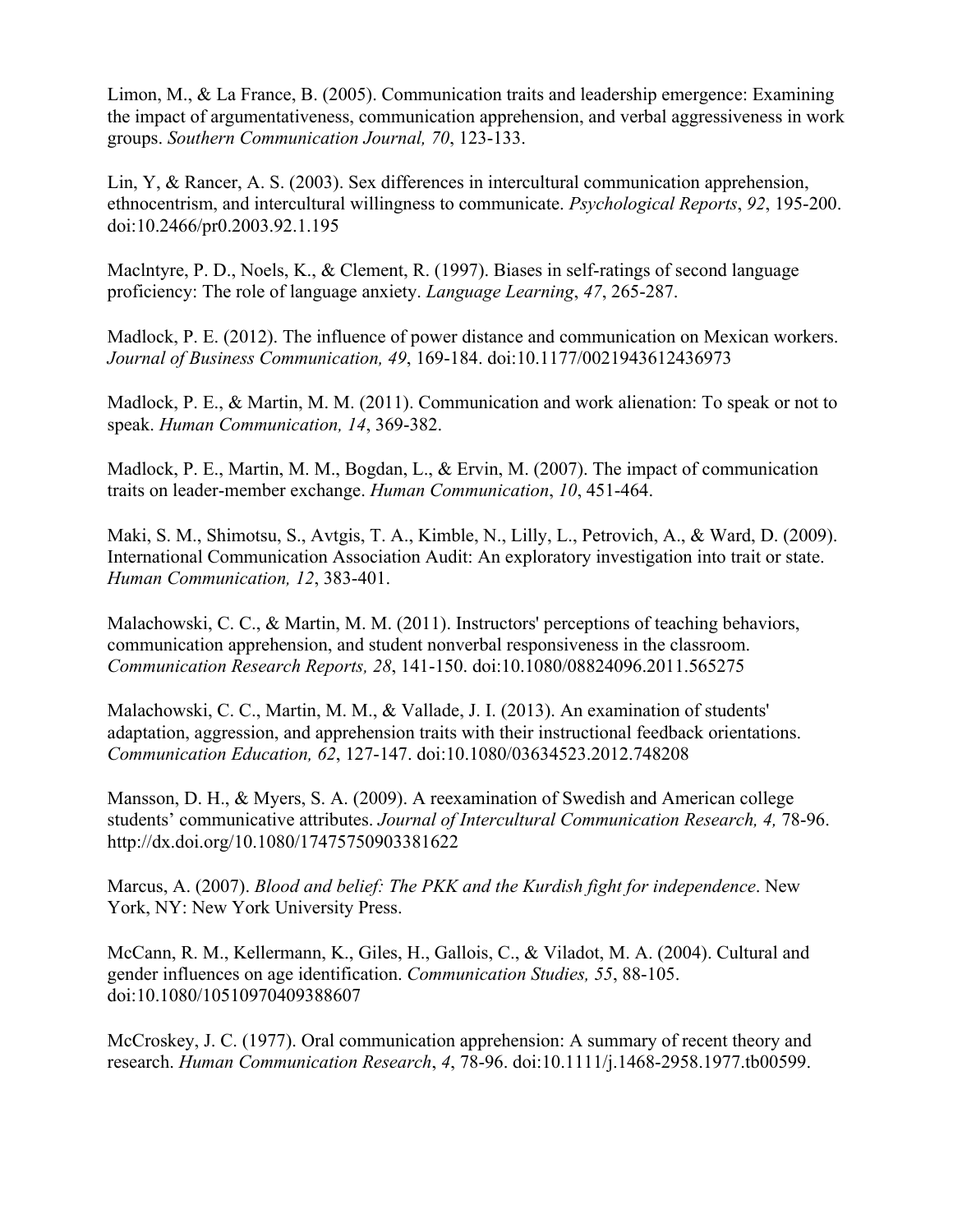Limon, M., & La France, B. (2005). Communication traits and leadership emergence: Examining the impact of argumentativeness, communication apprehension, and verbal aggressiveness in work groups. *Southern Communication Journal, 70*, 123-133.

Lin, Y, & Rancer, A. S. (2003). Sex differences in intercultural communication apprehension, ethnocentrism, and intercultural willingness to communicate. *Psychological Reports*, *92*, 195-200. doi:10.2466/pr0.2003.92.1.195

Maclntyre, P. D., Noels, K., & Clement, R. (1997). Biases in self-ratings of second language proficiency: The role of language anxiety. *Language Learning*, *47*, 265-287.

Madlock, P. E. (2012). The influence of power distance and communication on Mexican workers. *Journal of Business Communication, 49*, 169-184. doi:10.1177/0021943612436973

Madlock, P. E., & Martin, M. M. (2011). Communication and work alienation: To speak or not to speak. *Human Communication, 14*, 369-382.

Madlock, P. E., Martin, M. M., Bogdan, L., & Ervin, M. (2007). The impact of communication traits on leader-member exchange. *Human Communication*, *10*, 451-464.

Maki, S. M., Shimotsu, S., Avtgis, T. A., Kimble, N., Lilly, L., Petrovich, A., & Ward, D. (2009). International Communication Association Audit: An exploratory investigation into trait or state. *Human Communication, 12*, 383-401.

Malachowski, C. C., & Martin, M. M. (2011). Instructors' perceptions of teaching behaviors, communication apprehension, and student nonverbal responsiveness in the classroom. *Communication Research Reports, 28*, 141-150. doi:10.1080/08824096.2011.565275

Malachowski, C. C., Martin, M. M., & Vallade, J. I. (2013). An examination of students' adaptation, aggression, and apprehension traits with their instructional feedback orientations. *Communication Education, 62*, 127-147. doi:10.1080/03634523.2012.748208

Mansson, D. H., & Myers, S. A. (2009). A reexamination of Swedish and American college students' communicative attributes. *Journal of Intercultural Communication Research, 4,* 78-96. http://dx.doi.org/10.1080/17475750903381622

Marcus, A. (2007). *Blood and belief: The PKK and the Kurdish fight for independence*. New York, NY: New York University Press.

McCann, R. M., Kellermann, K., Giles, H., Gallois, C., & Viladot, M. A. (2004). Cultural and gender influences on age identification. *Communication Studies, 55*, 88-105. doi:10.1080/10510970409388607

McCroskey, J. C. (1977). Oral communication apprehension: A summary of recent theory and research. *Human Communication Research*, *4*, 78-96. doi:10.1111/j.1468-2958.1977.tb00599.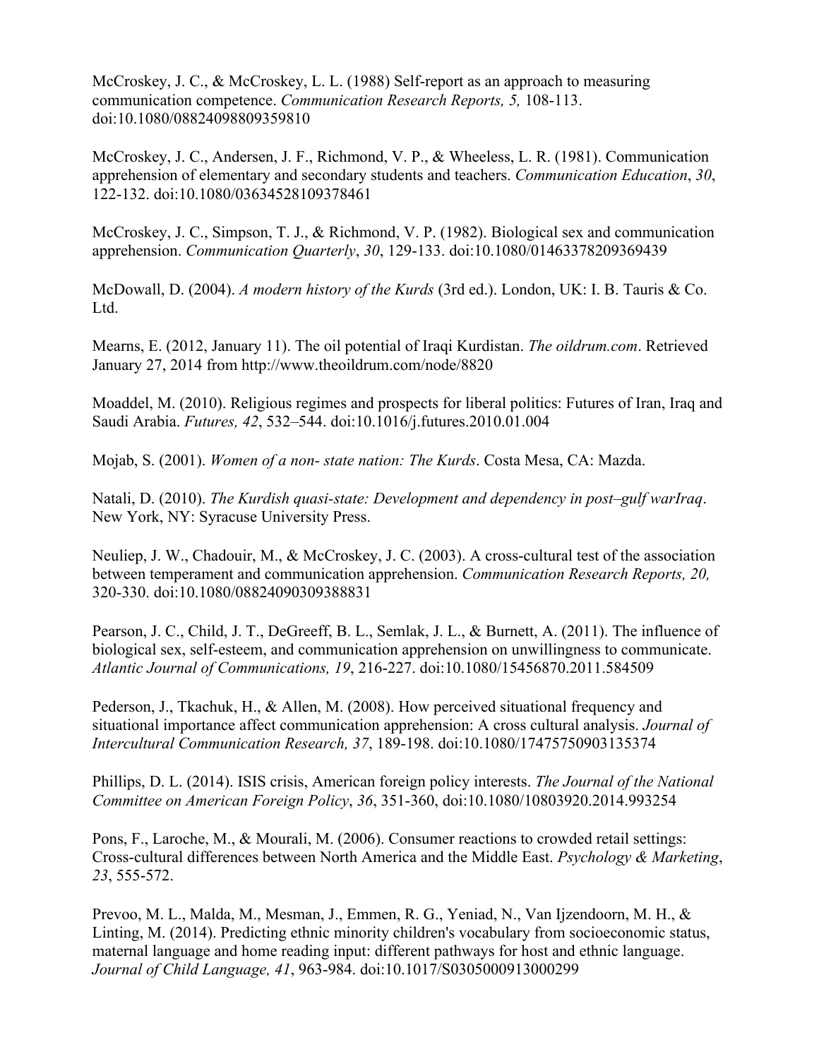McCroskey, J. C., & McCroskey, L. L. (1988) Self-report as an approach to measuring communication competence. *Communication Research Reports, 5,* 108-113. doi:10.1080/08824098809359810

McCroskey, J. C., Andersen, J. F., Richmond, V. P., & Wheeless, L. R. (1981). Communication apprehension of elementary and secondary students and teachers. *Communication Education*, *30*, 122-132. doi:10.1080/03634528109378461

McCroskey, J. C., Simpson, T. J., & Richmond, V. P. (1982). Biological sex and communication apprehension. *Communication Quarterly*, *30*, 129-133. doi:10.1080/01463378209369439

McDowall, D. (2004). *A modern history of the Kurds* (3rd ed.). London, UK: I. B. Tauris & Co. Ltd.

Mearns, E. (2012, January 11). The oil potential of Iraqi Kurdistan. *The oildrum.com*. Retrieved January 27, 2014 from http://www.theoildrum.com/node/8820

Moaddel, M. (2010). Religious regimes and prospects for liberal politics: Futures of Iran, Iraq and Saudi Arabia. *Futures, 42*, 532–544. doi:10.1016/j.futures.2010.01.004

Mojab, S. (2001). *Women of a non- state nation: The Kurds*. Costa Mesa, CA: Mazda.

Natali, D. (2010). *The Kurdish quasi-state: Development and dependency in post–gulf warIraq*. New York, NY: Syracuse University Press.

Neuliep, J. W., Chadouir, M., & McCroskey, J. C. (2003). A cross-cultural test of the association between temperament and communication apprehension. *Communication Research Reports, 20,* 320-330. doi:10.1080/08824090309388831

Pearson, J. C., Child, J. T., DeGreeff, B. L., Semlak, J. L., & Burnett, A. (2011). The influence of biological sex, self-esteem, and communication apprehension on unwillingness to communicate. *Atlantic Journal of Communications, 19*, 216-227. doi:10.1080/15456870.2011.584509

Pederson, J., Tkachuk, H., & Allen, M. (2008). How perceived situational frequency and situational importance affect communication apprehension: A cross cultural analysis. *Journal of Intercultural Communication Research, 37*, 189-198. doi:10.1080/17475750903135374

Phillips, D. L. (2014). ISIS crisis, American foreign policy interests. *The Journal of the National Committee on American Foreign Policy*, *36*, 351-360, doi:10.1080/10803920.2014.993254

Pons, F., Laroche, M., & Mourali, M. (2006). Consumer reactions to crowded retail settings: Cross-cultural differences between North America and the Middle East. *Psychology & Marketing*, *23*, 555-572.

Prevoo, M. L., Malda, M., Mesman, J., Emmen, R. G., Yeniad, N., Van Ijzendoorn, M. H., & Linting, M. (2014). Predicting ethnic minority children's vocabulary from socioeconomic status, maternal language and home reading input: different pathways for host and ethnic language. *Journal of Child Language, 41*, 963-984. doi:10.1017/S0305000913000299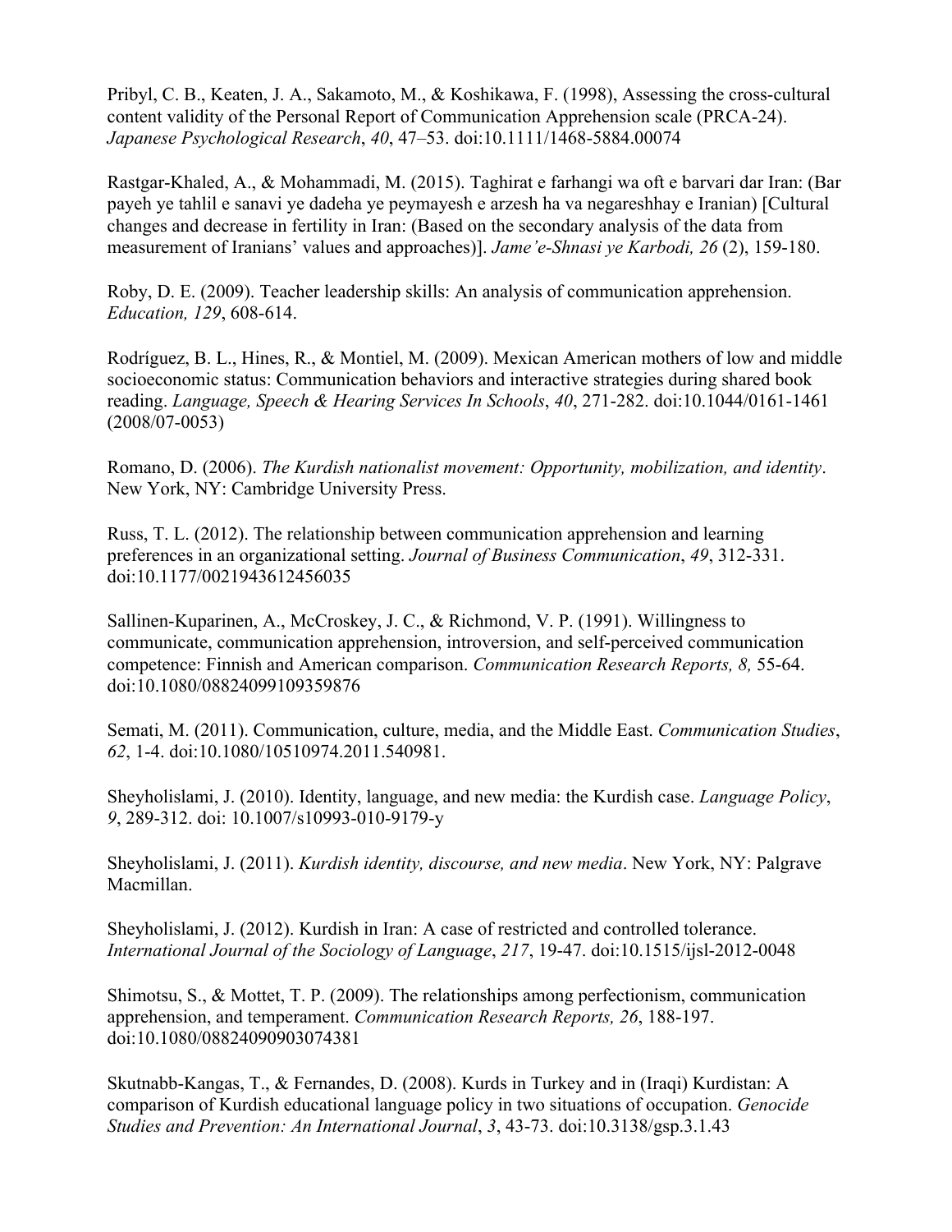Pribyl, C. B., Keaten, J. A., Sakamoto, M., & Koshikawa, F. (1998), Assessing the cross-cultural content validity of the Personal Report of Communication Apprehension scale (PRCA-24). *Japanese Psychological Research*, *40*, 47–53. doi:10.1111/1468-5884.00074

Rastgar-Khaled, A., & Mohammadi, M. (2015). Taghirat e farhangi wa oft e barvari dar Iran: (Bar payeh ye tahlil e sanavi ye dadeha ye peymayesh e arzesh ha va negareshhay e Iranian) [Cultural changes and decrease in fertility in Iran: (Based on the secondary analysis of the data from measurement of Iranians' values and approaches)]. *Jame'e-Shnasi ye Karbodi, 26* (2), 159-180.

Roby, D. E. (2009). Teacher leadership skills: An analysis of communication apprehension. *Education, 129*, 608-614.

Rodríguez, B. L., Hines, R., & Montiel, M. (2009). Mexican American mothers of low and middle socioeconomic status: Communication behaviors and interactive strategies during shared book reading. *Language, Speech & Hearing Services In Schools*, *40*, 271-282. doi:10.1044/0161-1461 (2008/07-0053)

Romano, D. (2006). *The Kurdish nationalist movement: Opportunity, mobilization, and identity*. New York, NY: Cambridge University Press.

Russ, T. L. (2012). The relationship between communication apprehension and learning preferences in an organizational setting. *Journal of Business Communication*, *49*, 312-331. doi:10.1177/0021943612456035

Sallinen-Kuparinen, A., McCroskey, J. C., & Richmond, V. P. (1991). Willingness to communicate, communication apprehension, introversion, and self-perceived communication competence: Finnish and American comparison. *Communication Research Reports, 8,* 55-64. doi:10.1080/08824099109359876

Semati, M. (2011). Communication, culture, media, and the Middle East. *Communication Studies*, *62*, 1-4. doi:10.1080/10510974.2011.540981.

Sheyholislami, J. (2010). Identity, language, and new media: the Kurdish case. *Language Policy*, *9*, 289-312. doi: 10.1007/s10993-010-9179-y

Sheyholislami, J. (2011). *Kurdish identity, discourse, and new media*. New York, NY: Palgrave Macmillan.

Sheyholislami, J. (2012). Kurdish in Iran: A case of restricted and controlled tolerance. *International Journal of the Sociology of Language*, *217*, 19-47. doi:10.1515/ijsl-2012-0048

Shimotsu, S., & Mottet, T. P. (2009). The relationships among perfectionism, communication apprehension, and temperament. *Communication Research Reports, 26*, 188-197. doi:10.1080/08824090903074381

Skutnabb-Kangas, T., & Fernandes, D. (2008). Kurds in Turkey and in (Iraqi) Kurdistan: A comparison of Kurdish educational language policy in two situations of occupation. *Genocide Studies and Prevention: An International Journal*, *3*, 43-73. doi:10.3138/gsp.3.1.43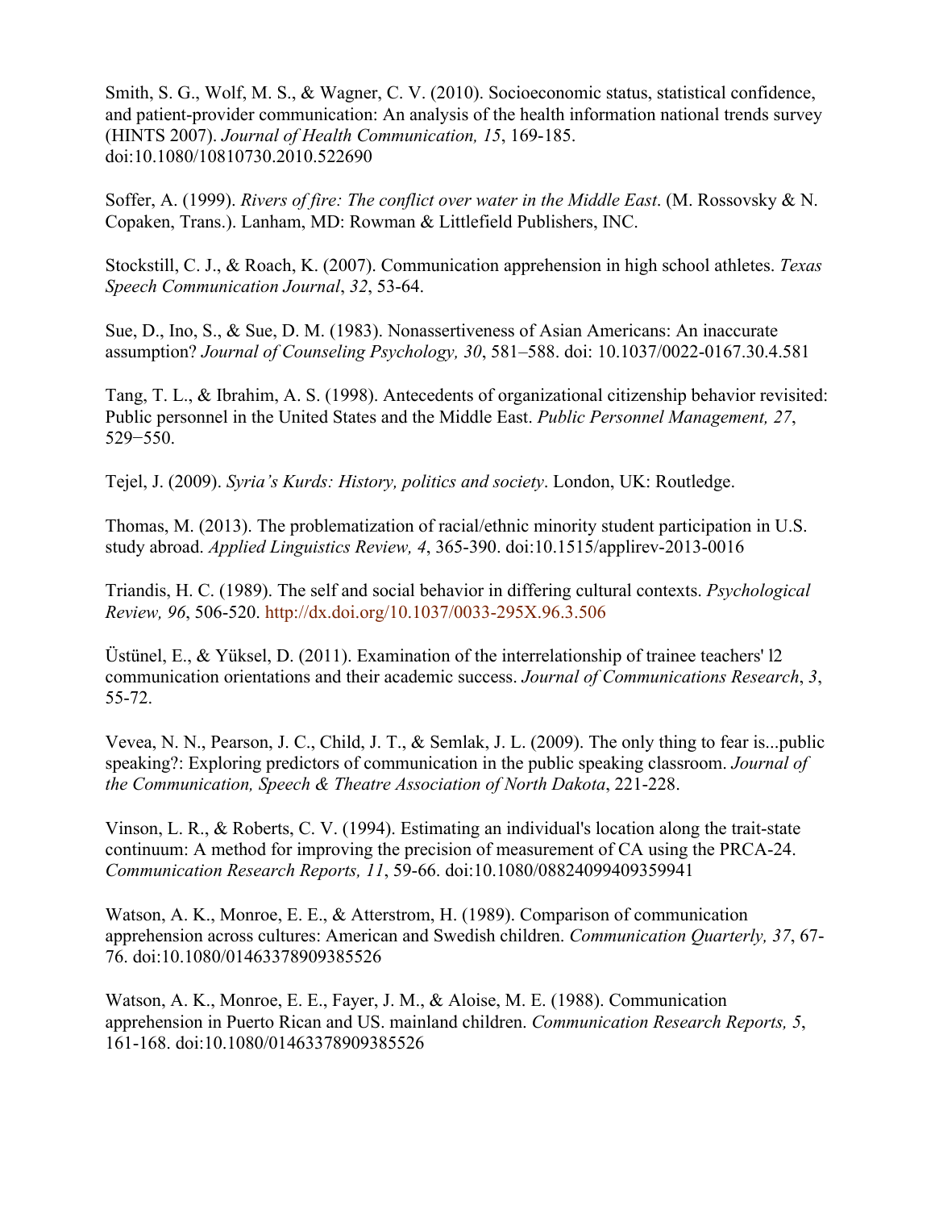Smith, S. G., Wolf, M. S., & Wagner, C. V. (2010). Socioeconomic status, statistical confidence, and patient-provider communication: An analysis of the health information national trends survey (HINTS 2007). *Journal of Health Communication, 15*, 169-185. doi:10.1080/10810730.2010.522690

Soffer, A. (1999). *Rivers of fire: The conflict over water in the Middle East*. (M. Rossovsky & N. Copaken, Trans.). Lanham, MD: Rowman & Littlefield Publishers, INC.

Stockstill, C. J., & Roach, K. (2007). Communication apprehension in high school athletes. *Texas Speech Communication Journal*, *32*, 53-64.

Sue, D., Ino, S., & Sue, D. M. (1983). Nonassertiveness of Asian Americans: An inaccurate assumption? *Journal of Counseling Psychology, 30*, 581–588. doi: 10.1037/0022-0167.30.4.581

Tang, T. L., & Ibrahim, A. S. (1998). Antecedents of organizational citizenship behavior revisited: Public personnel in the United States and the Middle East. *Public Personnel Management, 27*, 529−550.

Tejel, J. (2009). *Syria's Kurds: History, politics and society*. London, UK: Routledge.

Thomas, M. (2013). The problematization of racial/ethnic minority student participation in U.S. study abroad. *Applied Linguistics Review, 4*, 365-390. doi:10.1515/applirev-2013-0016

Triandis, H. C. (1989). The self and social behavior in differing cultural contexts. *Psychological Review, 96*, 506-520. http://dx.doi.org/10.1037/0033-295X.96.3.506

Üstünel, E., & Yüksel, D. (2011). Examination of the interrelationship of trainee teachers' l2 communication orientations and their academic success. *Journal of Communications Research*, *3*, 55-72.

Vevea, N. N., Pearson, J. C., Child, J. T., & Semlak, J. L. (2009). The only thing to fear is...public speaking?: Exploring predictors of communication in the public speaking classroom. *Journal of the Communication, Speech & Theatre Association of North Dakota*, 221-228.

Vinson, L. R., & Roberts, C. V. (1994). Estimating an individual's location along the trait-state continuum: A method for improving the precision of measurement of CA using the PRCA-24. *Communication Research Reports, 11*, 59-66. doi:10.1080/08824099409359941

Watson, A. K., Monroe, E. E., & Atterstrom, H. (1989). Comparison of communication apprehension across cultures: American and Swedish children. *Communication Quarterly, 37*, 67-76. doi:10.1080/01463378909385526

Watson, A. K., Monroe, E. E., Fayer, J. M., & Aloise, M. E. (1988). Communication apprehension in Puerto Rican and US. mainland children. *Communication Research Reports, 5*, 161-168. doi:10.1080/01463378909385526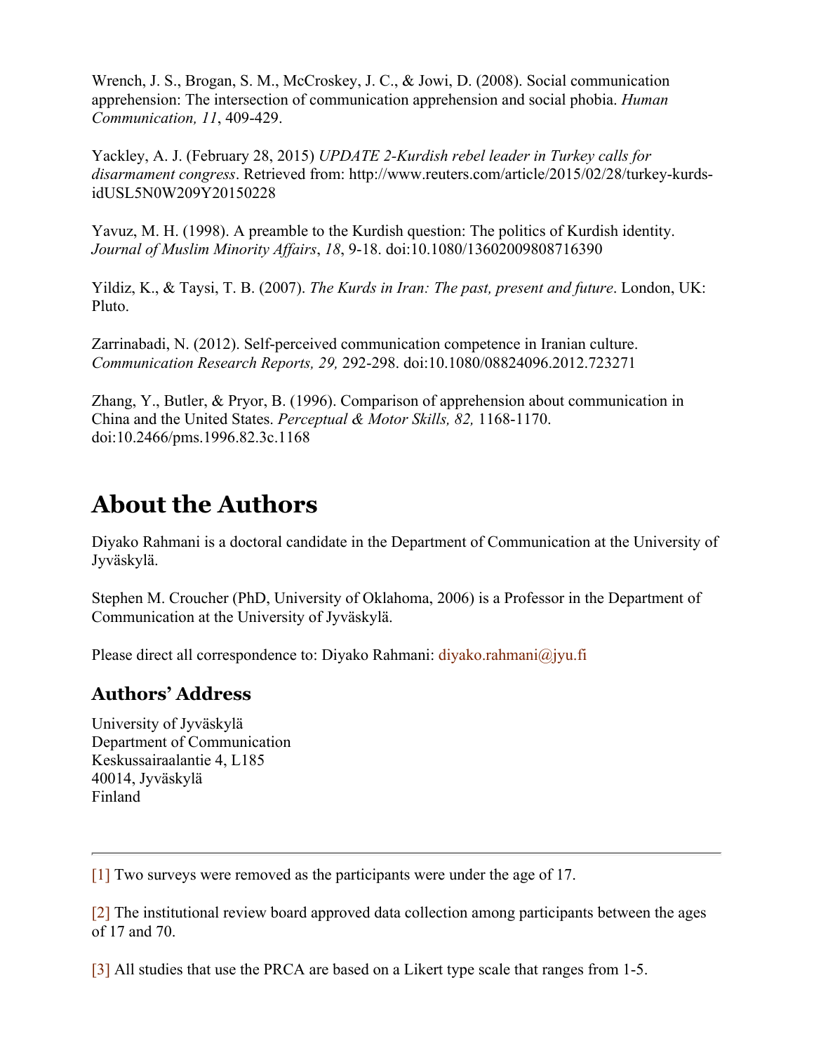Wrench, J. S., Brogan, S. M., McCroskey, J. C., & Jowi, D. (2008). Social communication apprehension: The intersection of communication apprehension and social phobia. *Human Communication, 11*, 409-429.

Yackley, A. J. (February 28, 2015) *UPDATE 2-Kurdish rebel leader in Turkey calls for disarmament congress*. Retrieved from: http://www.reuters.com/article/2015/02/28/turkey-kurds-idUSL5N0W209Y20150228

Yavuz, M. H. (1998). A preamble to the Kurdish question: The politics of Kurdish identity. *Journal of Muslim Minority Affairs*, *18*, 9-18. doi:10.1080/13602009808716390

Yildiz, K., & Taysi, T. B. (2007). *The Kurds in Iran: The past, present and future*. London, UK: Pluto.

Zarrinabadi, N. (2012). Self-perceived communication competence in Iranian culture. *Communication Research Reports, 29,* 292-298. doi:10.1080/08824096.2012.723271

Zhang, Y., Butler, & Pryor, B. (1996). Comparison of apprehension about communication in China and the United States. *Perceptual & Motor Skills, 82,* 1168-1170. doi:10.2466/pms.1996.82.3c.1168

# About the Authors

Diyako Rahmani is a doctoral candidate in the Department of Communication at the University of Jyväskylä.

Stephen M. Croucher (PhD, University of Oklahoma, 2006) is a Professor in the Department of Communication at the University of Jyväskylä.

Please direct all correspondence to: Diyako Rahmani: diyako.rahmani@jyu.fi

## Authors' Address

University of Jyväskylä
Department of Communication
Keskussairaalantie 4, L185
40014, Jyväskylä
Finland

---

[1] Two surveys were removed as the participants were under the age of 17.

[2] The institutional review board approved data collection among participants between the ages of 17 and 70.

[3] All studies that use the PRCA are based on a Likert type scale that ranges from 1-5.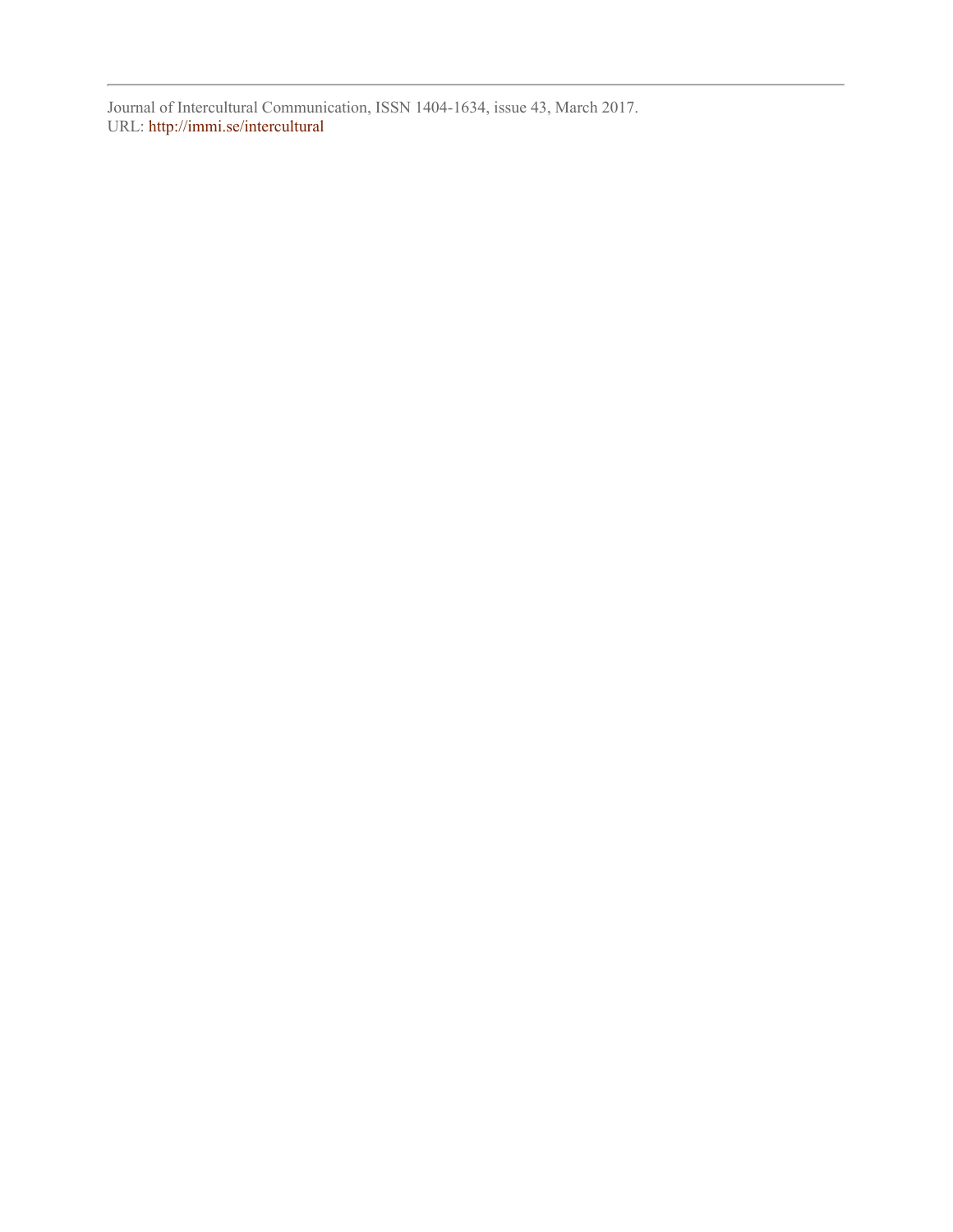Journal of Intercultural Communication, ISSN 1404-1634, issue 43, March 2017.
URL: http://immi.se/intercultural